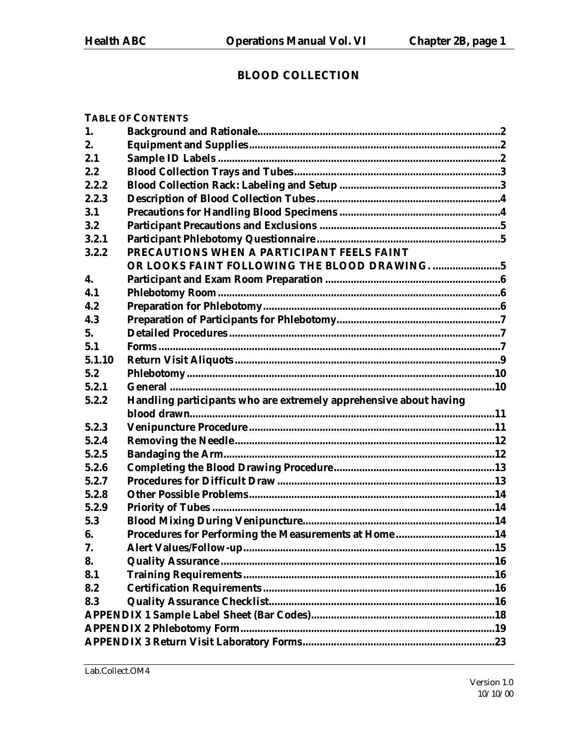# BLOOD COLLECTION

**TABLE OF CONTENTS**

| | | |
|---|---|---|
| 1. | Background and Rationale | 2 |
| 2. | Equipment and Supplies | 2 |
| 2.1 | Sample ID Labels | 2 |
| 2.2 | Blood Collection Trays and Tubes | 3 |
| 2.2.2 | Blood Collection Rack: Labeling and Setup | 3 |
| 2.2.3 | Description of Blood Collection Tubes | 4 |
| 3.1 | Precautions for Handling Blood Specimens | 4 |
| 3.2 | Participant Precautions and Exclusions | 5 |
| 3.2.1 | Participant Phlebotomy Questionnaire | 5 |
| 3.2.2 | PRECAUTIONS WHEN A PARTICIPANT FEELS FAINT OR LOOKS FAINT FOLLOWING THE BLOOD DRAWING. | 5 |
| 4. | Participant and Exam Room Preparation | 6 |
| 4.1 | Phlebotomy Room | 6 |
| 4.2 | Preparation for Phlebotomy | 6 |
| 4.3 | Preparation of Participants for Phlebotomy | 7 |
| 5. | Detailed Procedures | 7 |
| 5.1 | Forms | 7 |
| 5.1.10 | Return Visit Aliquots | 9 |
| 5.2 | Phlebotomy | 10 |
| 5.2.1 | General | 10 |
| 5.2.2 | Handling participants who are extremely apprehensive about having blood drawn | 11 |
| 5.2.3 | Venipuncture Procedure | 11 |
| 5.2.4 | Removing the Needle | 12 |
| 5.2.5 | Bandaging the Arm | 12 |
| 5.2.6 | Completing the Blood Drawing Procedure | 13 |
| 5.2.7 | Procedures for Difficult Draw | 13 |
| 5.2.8 | Other Possible Problems | 14 |
| 5.2.9 | Priority of Tubes | 14 |
| 5.3 | Blood Mixing During Venipuncture | 14 |
| 6. | Procedures for Performing the Measurements at Home | 14 |
| 7. | Alert Values/Follow-up | 15 |
| 8. | Quality Assurance | 16 |
| 8.1 | Training Requirements | 16 |
| 8.2 | Certification Requirements | 16 |
| 8.3 | Quality Assurance Checklist | 16 |
| | APPENDIX 1 Sample Label Sheet (Bar Codes) | 18 |
| | APPENDIX 2 Phlebotomy Form | 19 |
| | APPENDIX 3 Return Visit Laboratory Forms | 23 |

Lab.Collect.OM4

Version 1.0
10/10/00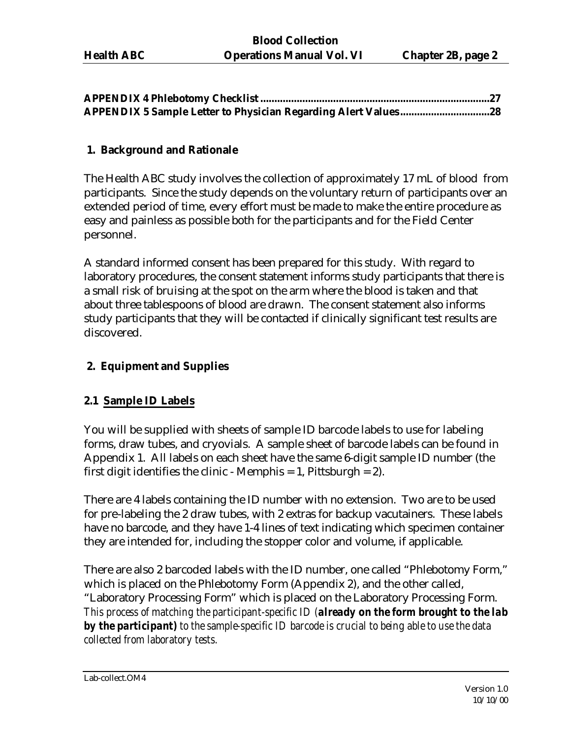**APPENDIX 4 Phlebotomy Checklist ...............................................................................27**
**APPENDIX 5 Sample Letter to Physician Regarding Alert Values...............................28**

## 1. Background and Rationale

The Health ABC study involves the collection of approximately 17 mL of blood from participants. Since the study depends on the voluntary return of participants over an extended period of time, every effort must be made to make the entire procedure as easy and painless as possible both for the participants and for the Field Center personnel.

A standard informed consent has been prepared for this study. With regard to laboratory procedures, the consent statement informs study participants that there is a small risk of bruising at the spot on the arm where the blood is taken and that about three tablespoons of blood are drawn. The consent statement also informs study participants that they will be contacted if clinically significant test results are discovered.

## 2. Equipment and Supplies

### 2.1 Sample ID Labels

You will be supplied with sheets of sample ID barcode labels to use for labeling forms, draw tubes, and cryovials. A sample sheet of barcode labels can be found in Appendix 1. All labels on each sheet have the same 6-digit sample ID number (the first digit identifies the clinic - Memphis = 1, Pittsburgh = 2).

There are 4 labels containing the ID number with no extension. Two are to be used for pre-labeling the 2 draw tubes, with 2 extras for backup vacutainers. These labels have no barcode, and they have 1-4 lines of text indicating which specimen container they are intended for, including the stopper color and volume, if applicable.

There are also 2 barcoded labels with the ID number, one called "Phlebotomy Form," which is placed on the Phlebotomy Form (Appendix 2), and the other called, "Laboratory Processing Form" which is placed on the Laboratory Processing Form. *This process of matching the participant-specific ID (**already on the form brought to the lab by the participant)** to the sample-specific ID barcode is crucial to being able to use the data collected from laboratory tests.*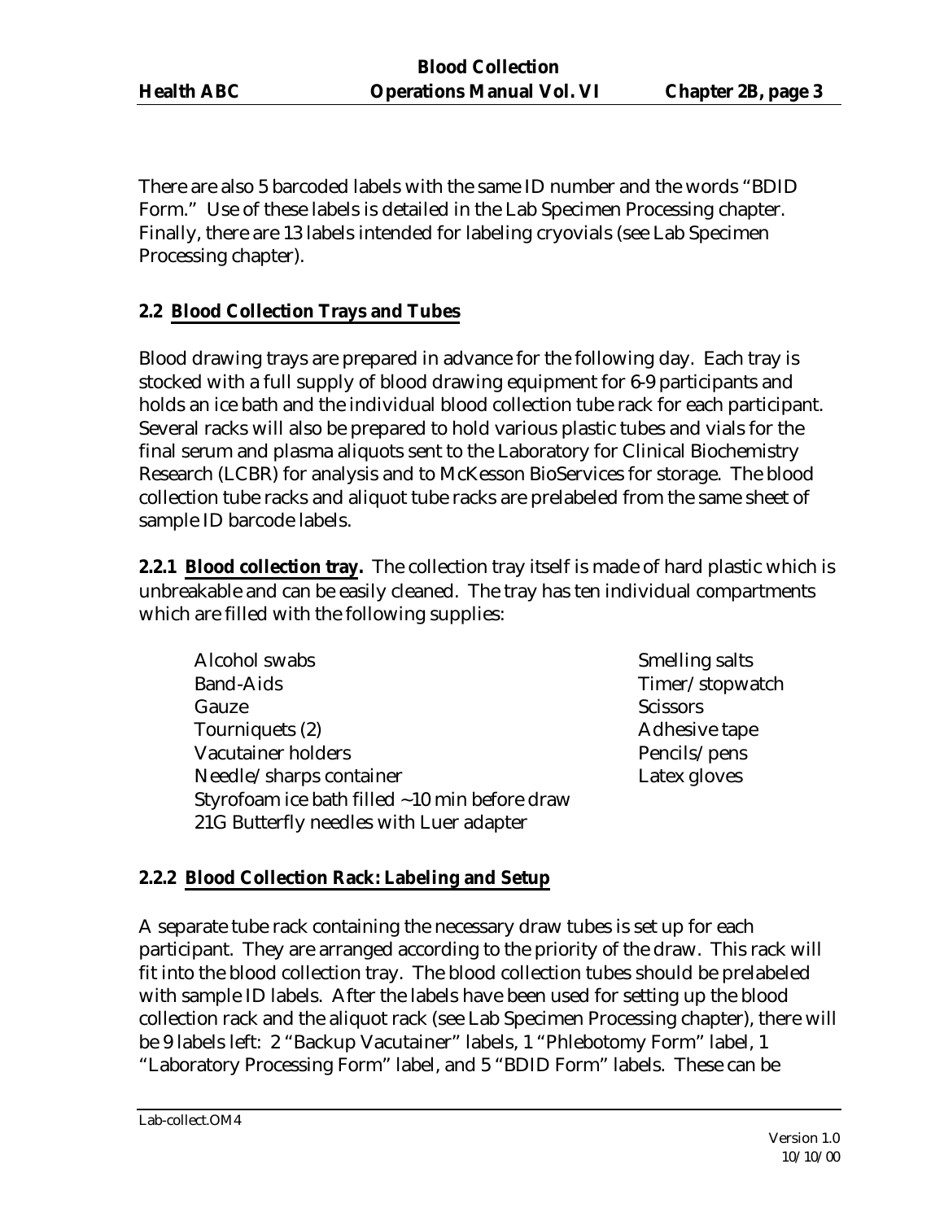There are also 5 barcoded labels with the same ID number and the words "BDID Form." Use of these labels is detailed in the Lab Specimen Processing chapter. Finally, there are 13 labels intended for labeling cryovials (see Lab Specimen Processing chapter).

## 2.2 Blood Collection Trays and Tubes

Blood drawing trays are prepared in advance for the following day. Each tray is stocked with a full supply of blood drawing equipment for 6-9 participants and holds an ice bath and the individual blood collection tube rack for each participant. Several racks will also be prepared to hold various plastic tubes and vials for the final serum and plasma aliquots sent to the Laboratory for Clinical Biochemistry Research (LCBR) for analysis and to McKesson BioServices for storage. The blood collection tube racks and aliquot tube racks are prelabeled from the same sheet of sample ID barcode labels.

**2.2.1 Blood collection tray.** The collection tray itself is made of hard plastic which is unbreakable and can be easily cleaned. The tray has ten individual compartments which are filled with the following supplies:

- Alcohol swabs
- Band-Aids
- Gauze
- Tourniquets (2)
- Vacutainer holders
- Needle/sharps container
- Styrofoam ice bath filled ~10 min before draw
- 21G Butterfly needles with Luer adapter
- Smelling salts
- Timer/stopwatch
- Scissors
- Adhesive tape
- Pencils/pens
- Latex gloves

### 2.2.2 Blood Collection Rack: Labeling and Setup

A separate tube rack containing the necessary draw tubes is set up for each participant. They are arranged according to the priority of the draw. This rack will fit into the blood collection tray. The blood collection tubes should be prelabeled with sample ID labels. After the labels have been used for setting up the blood collection rack and the aliquot rack (see Lab Specimen Processing chapter), there will be 9 labels left: 2 "Backup Vacutainer" labels, 1 "Phlebotomy Form" label, 1 "Laboratory Processing Form" label, and 5 "BDID Form" labels. These can be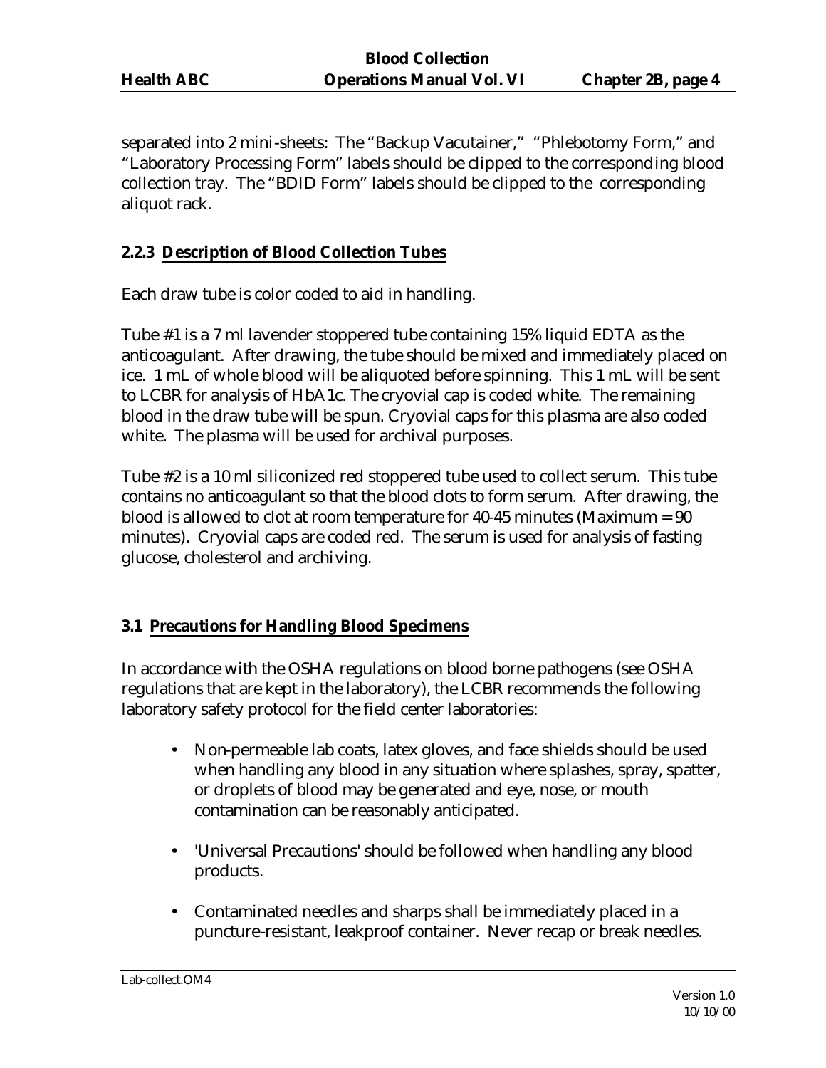separated into 2 mini-sheets: The "Backup Vacutainer," "Phlebotomy Form," and "Laboratory Processing Form" labels should be clipped to the corresponding blood collection tray. The "BDID Form" labels should be clipped to the corresponding aliquot rack.

### 2.2.3 Description of Blood Collection Tubes

Each draw tube is color coded to aid in handling.

Tube #1 is a 7 ml lavender stoppered tube containing 15% liquid EDTA as the anticoagulant. After drawing, the tube should be mixed and immediately placed on ice. 1 mL of whole blood will be aliquoted before spinning. This 1 mL will be sent to LCBR for analysis of HbA1c. The cryovial cap is coded white. The remaining blood in the draw tube will be spun. Cryovial caps for this plasma are also coded white. The plasma will be used for archival purposes.

Tube #2 is a 10 ml siliconized red stoppered tube used to collect serum. This tube contains no anticoagulant so that the blood clots to form serum. After drawing, the blood is allowed to clot at room temperature for 40-45 minutes (Maximum = 90 minutes). Cryovial caps are coded red. The serum is used for analysis of fasting glucose, cholesterol and archiving.

## 3.1 Precautions for Handling Blood Specimens

In accordance with the OSHA regulations on blood borne pathogens (see OSHA regulations that are kept in the laboratory), the LCBR recommends the following laboratory safety protocol for the field center laboratories:

- Non-permeable lab coats, latex gloves, and face shields should be used when handling any blood in any situation where splashes, spray, spatter, or droplets of blood may be generated and eye, nose, or mouth contamination can be reasonably anticipated.
- 'Universal Precautions' should be followed when handling any blood products.
- Contaminated needles and sharps shall be immediately placed in a puncture-resistant, leakproof container. Never recap or break needles.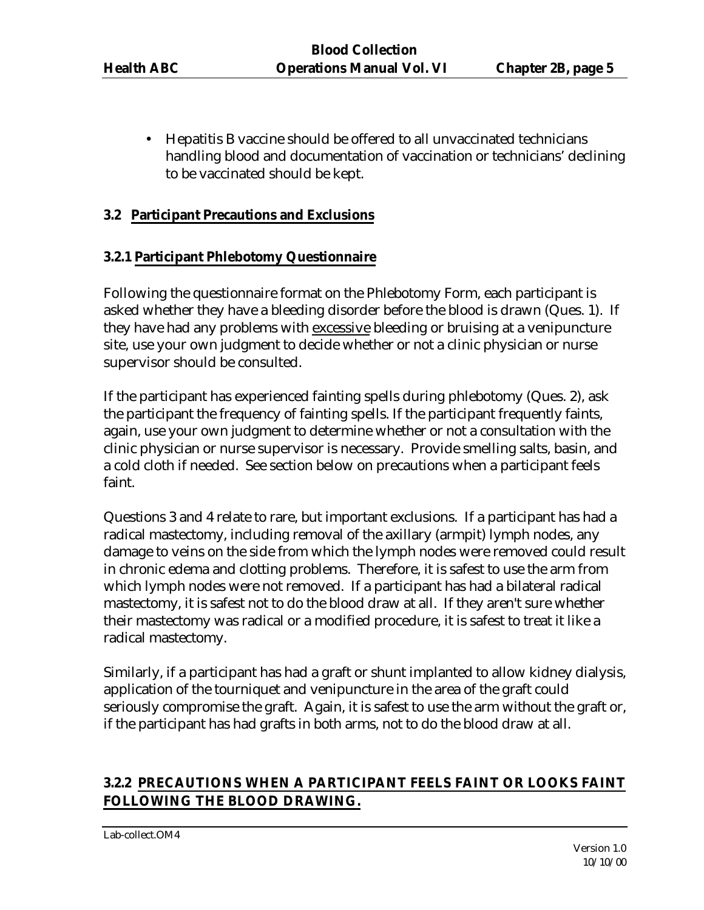- Hepatitis B vaccine should be offered to all unvaccinated technicians handling blood and documentation of vaccination or technicians' declining to be vaccinated should be kept.

### 3.2 Participant Precautions and Exclusions

#### 3.2.1 Participant Phlebotomy Questionnaire

Following the questionnaire format on the Phlebotomy Form, each participant is asked whether they have a bleeding disorder before the blood is drawn (Ques. 1). If they have had any problems with excessive bleeding or bruising at a venipuncture site, use your own judgment to decide whether or not a clinic physician or nurse supervisor should be consulted.

If the participant has experienced fainting spells during phlebotomy (Ques. 2), ask the participant the frequency of fainting spells. If the participant frequently faints, again, use your own judgment to determine whether or not a consultation with the clinic physician or nurse supervisor is necessary. Provide smelling salts, basin, and a cold cloth if needed. See section below on precautions when a participant feels faint.

Questions 3 and 4 relate to rare, but important exclusions. If a participant has had a radical mastectomy, including removal of the axillary (armpit) lymph nodes, any damage to veins on the side from which the lymph nodes were removed could result in chronic edema and clotting problems. Therefore, it is safest to use the arm from which lymph nodes were not removed. If a participant has had a bilateral radical mastectomy, it is safest not to do the blood draw at all. If they aren't sure whether their mastectomy was radical or a modified procedure, it is safest to treat it like a radical mastectomy.

Similarly, if a participant has had a graft or shunt implanted to allow kidney dialysis, application of the tourniquet and venipuncture in the area of the graft could seriously compromise the graft. Again, it is safest to use the arm without the graft or, if the participant has had grafts in both arms, not to do the blood draw at all.

#### 3.2.2 PRECAUTIONS WHEN A PARTICIPANT FEELS FAINT OR LOOKS FAINT FOLLOWING THE BLOOD DRAWING.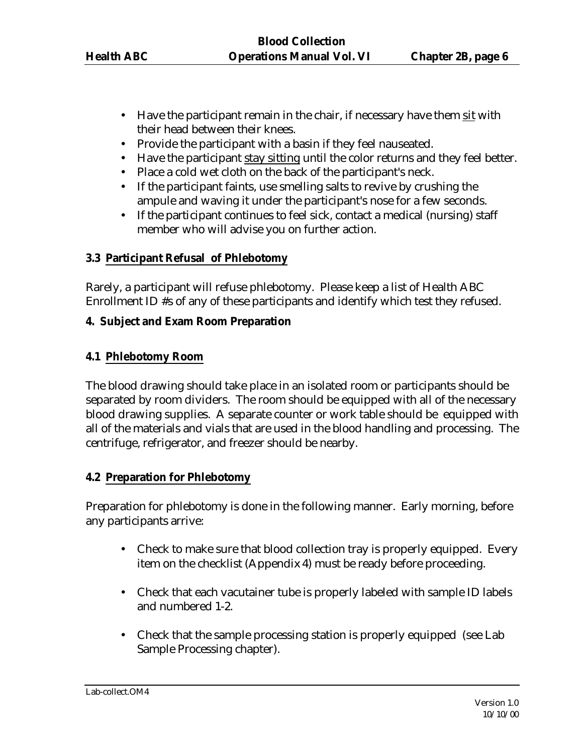- Have the participant remain in the chair, if necessary have them <u>sit</u> with their head between their knees.
- Provide the participant with a basin if they feel nauseated.
- Have the participant <u>stay sitting</u> until the color returns and they feel better.
- Place a cold wet cloth on the back of the participant's neck.
- If the participant faints, use smelling salts to revive by crushing the ampule and waving it under the participant's nose for a few seconds.
- If the participant continues to feel sick, contact a medical (nursing) staff member who will advise you on further action.

### 3.3 Participant Refusal of Phlebotomy

Rarely, a participant will refuse phlebotomy. Please keep a list of Health ABC Enrollment ID #s of any of these participants and identify which test they refused.

## 4. Subject and Exam Room Preparation

### 4.1 Phlebotomy Room

The blood drawing should take place in an isolated room or participants should be separated by room dividers. The room should be equipped with all of the necessary blood drawing supplies. A separate counter or work table should be equipped with all of the materials and vials that are used in the blood handling and processing. The centrifuge, refrigerator, and freezer should be nearby.

### 4.2 Preparation for Phlebotomy

Preparation for phlebotomy is done in the following manner. Early morning, before any participants arrive:

- Check to make sure that blood collection tray is properly equipped. Every item on the checklist (Appendix 4) must be ready before proceeding.

- Check that each vacutainer tube is properly labeled with sample ID labels and numbered 1-2.

- Check that the sample processing station is properly equipped (see Lab Sample Processing chapter).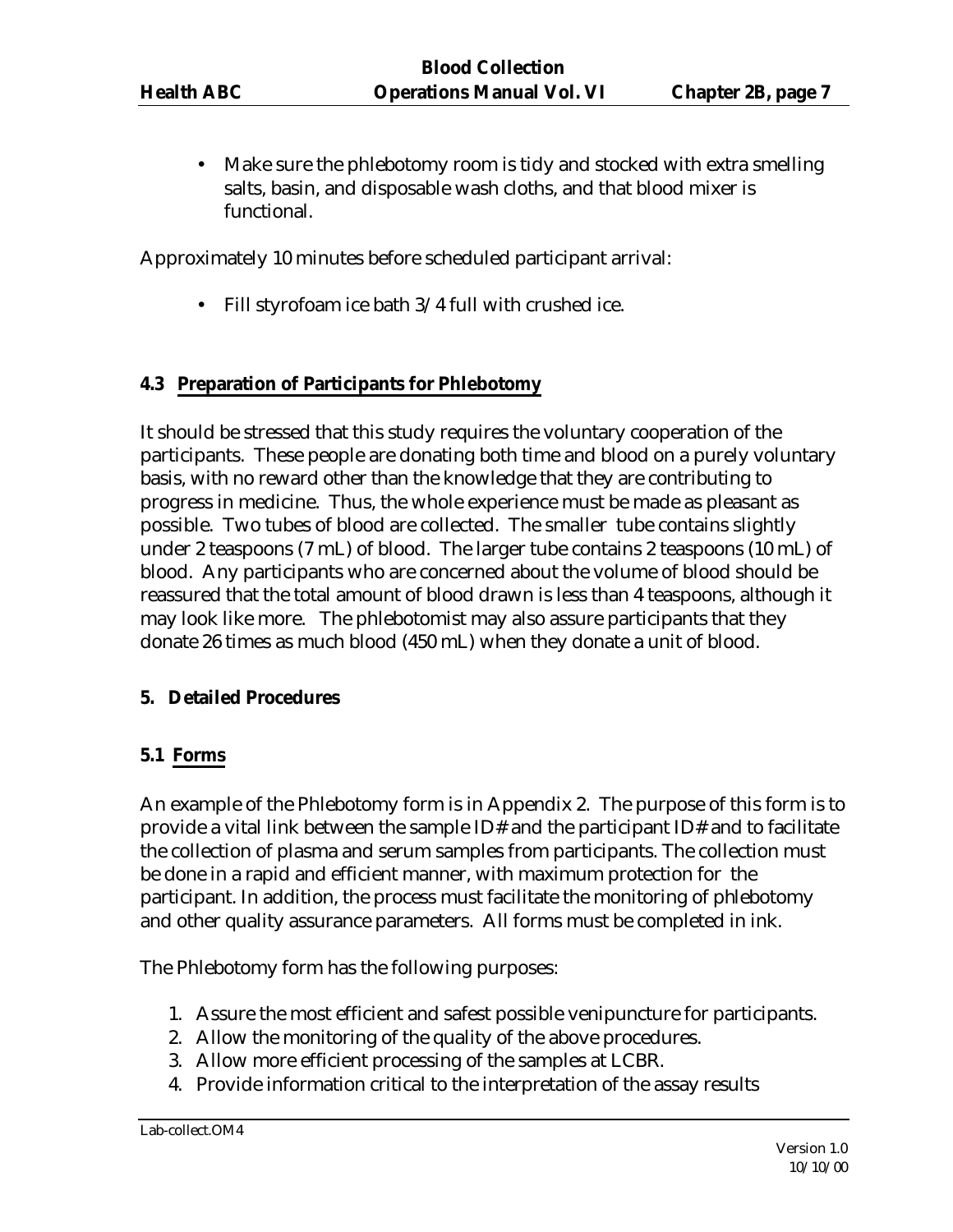- Make sure the phlebotomy room is tidy and stocked with extra smelling salts, basin, and disposable wash cloths, and that blood mixer is functional.

Approximately 10 minutes before scheduled participant arrival:

- Fill styrofoam ice bath 3/4 full with crushed ice.

### 4.3 Preparation of Participants for Phlebotomy

It should be stressed that this study requires the voluntary cooperation of the participants. These people are donating both time and blood on a purely voluntary basis, with no reward other than the knowledge that they are contributing to progress in medicine. Thus, the whole experience must be made as pleasant as possible. Two tubes of blood are collected. The smaller tube contains slightly under 2 teaspoons (7 mL) of blood. The larger tube contains 2 teaspoons (10 mL) of blood. Any participants who are concerned about the volume of blood should be reassured that the total amount of blood drawn is less than 4 teaspoons, although it may look like more. The phlebotomist may also assure participants that they donate 26 times as much blood (450 mL) when they donate a unit of blood.

## 5. Detailed Procedures

### 5.1 Forms

An example of the Phlebotomy form is in Appendix 2. The purpose of this form is to provide a vital link between the sample ID# and the participant ID# and to facilitate the collection of plasma and serum samples from participants. The collection must be done in a rapid and efficient manner, with maximum protection for the participant. In addition, the process must facilitate the monitoring of phlebotomy and other quality assurance parameters. All forms must be completed in ink.

The Phlebotomy form has the following purposes:

1. Assure the most efficient and safest possible venipuncture for participants.
2. Allow the monitoring of the quality of the above procedures.
3. Allow more efficient processing of the samples at LCBR.
4. Provide information critical to the interpretation of the assay results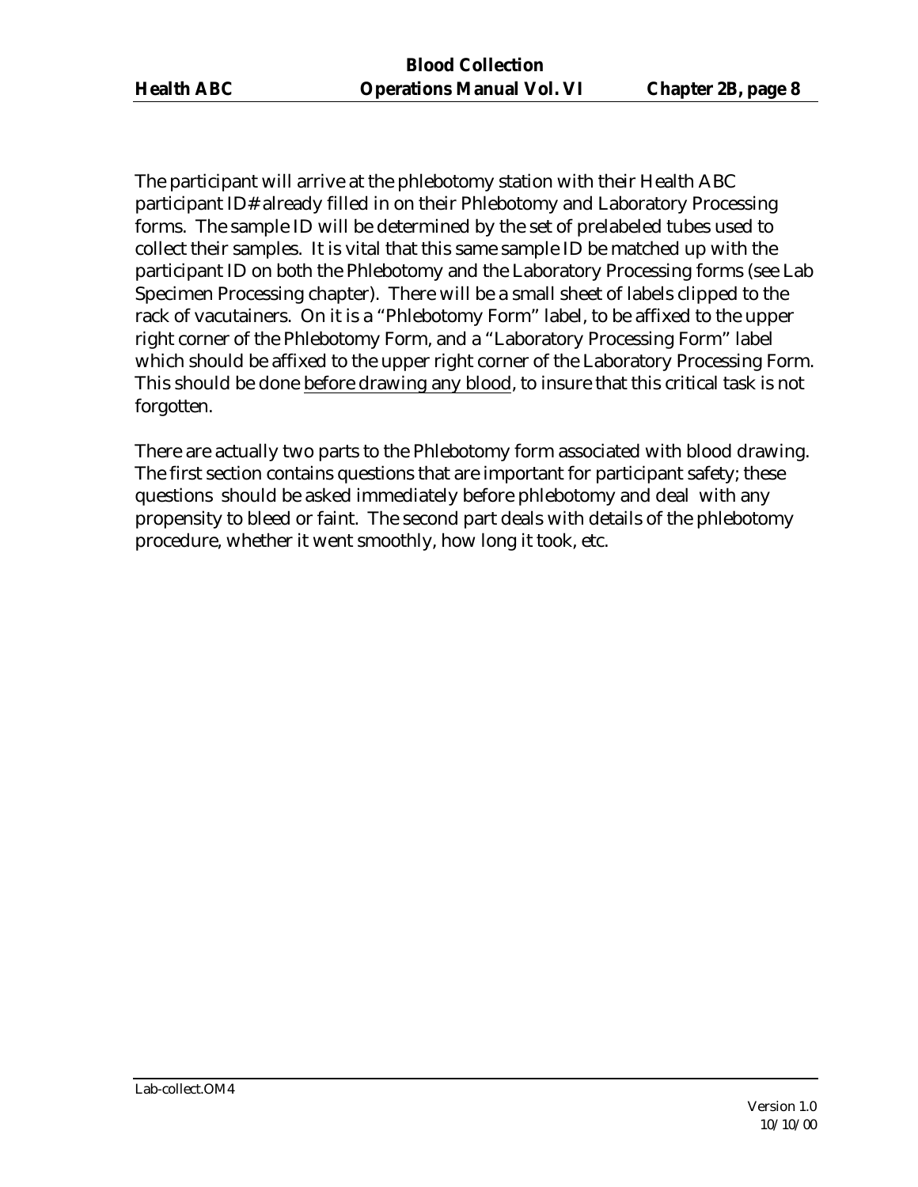The participant will arrive at the phlebotomy station with their Health ABC participant ID# already filled in on their Phlebotomy and Laboratory Processing forms. The sample ID will be determined by the set of prelabeled tubes used to collect their samples. It is vital that this same sample ID be matched up with the participant ID on both the Phlebotomy and the Laboratory Processing forms (see Lab Specimen Processing chapter). There will be a small sheet of labels clipped to the rack of vacutainers. On it is a "Phlebotomy Form" label, to be affixed to the upper right corner of the Phlebotomy Form, and a "Laboratory Processing Form" label which should be affixed to the upper right corner of the Laboratory Processing Form. This should be done <u>before drawing any blood</u>, to insure that this critical task is not forgotten.

There are actually two parts to the Phlebotomy form associated with blood drawing. The first section contains questions that are important for participant safety; these questions should be asked immediately before phlebotomy and deal with any propensity to bleed or faint. The second part deals with details of the phlebotomy procedure, whether it went smoothly, how long it took, etc.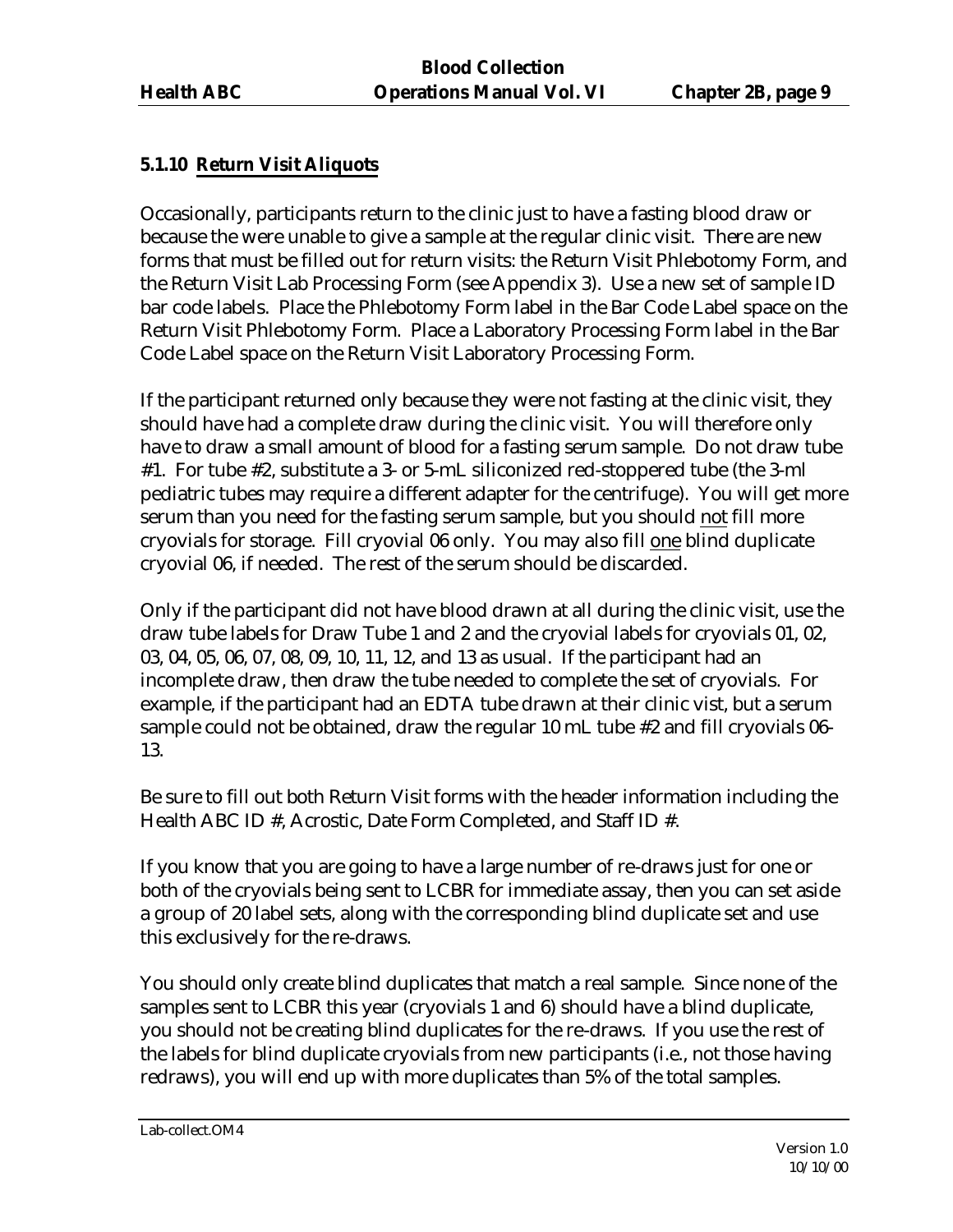### 5.1.10 Return Visit Aliquots

Occasionally, participants return to the clinic just to have a fasting blood draw or because the were unable to give a sample at the regular clinic visit. There are new forms that must be filled out for return visits: the Return Visit Phlebotomy Form, and the Return Visit Lab Processing Form (see Appendix 3). Use a new set of sample ID bar code labels. Place the Phlebotomy Form label in the Bar Code Label space on the Return Visit Phlebotomy Form. Place a Laboratory Processing Form label in the Bar Code Label space on the Return Visit Laboratory Processing Form.

If the participant returned only because they were not fasting at the clinic visit, they should have had a complete draw during the clinic visit. You will therefore only have to draw a small amount of blood for a fasting serum sample. Do not draw tube #1. For tube #2, substitute a 3- or 5-mL siliconized red-stoppered tube (the 3-ml pediatric tubes may require a different adapter for the centrifuge). You will get more serum than you need for the fasting serum sample, but you should not fill more cryovials for storage. Fill cryovial 06 only. You may also fill one blind duplicate cryovial 06, if needed. The rest of the serum should be discarded.

Only if the participant did not have blood drawn at all during the clinic visit, use the draw tube labels for Draw Tube 1 and 2 and the cryovial labels for cryovials 01, 02, 03, 04, 05, 06, 07, 08, 09, 10, 11, 12, and 13 as usual. If the participant had an incomplete draw, then draw the tube needed to complete the set of cryovials. For example, if the participant had an EDTA tube drawn at their clinic vist, but a serum sample could not be obtained, draw the regular 10 mL tube #2 and fill cryovials 06-13.

Be sure to fill out both Return Visit forms with the header information including the Health ABC ID #, Acrostic, Date Form Completed, and Staff ID #.

If you know that you are going to have a large number of re-draws just for one or both of the cryovials being sent to LCBR for immediate assay, then you can set aside a group of 20 label sets, along with the corresponding blind duplicate set and use this exclusively for the re-draws.

You should only create blind duplicates that match a real sample. Since none of the samples sent to LCBR this year (cryovials 1 and 6) should have a blind duplicate, you should not be creating blind duplicates for the re-draws. If you use the rest of the labels for blind duplicate cryovials from new participants (i.e., not those having redraws), you will end up with more duplicates than 5% of the total samples.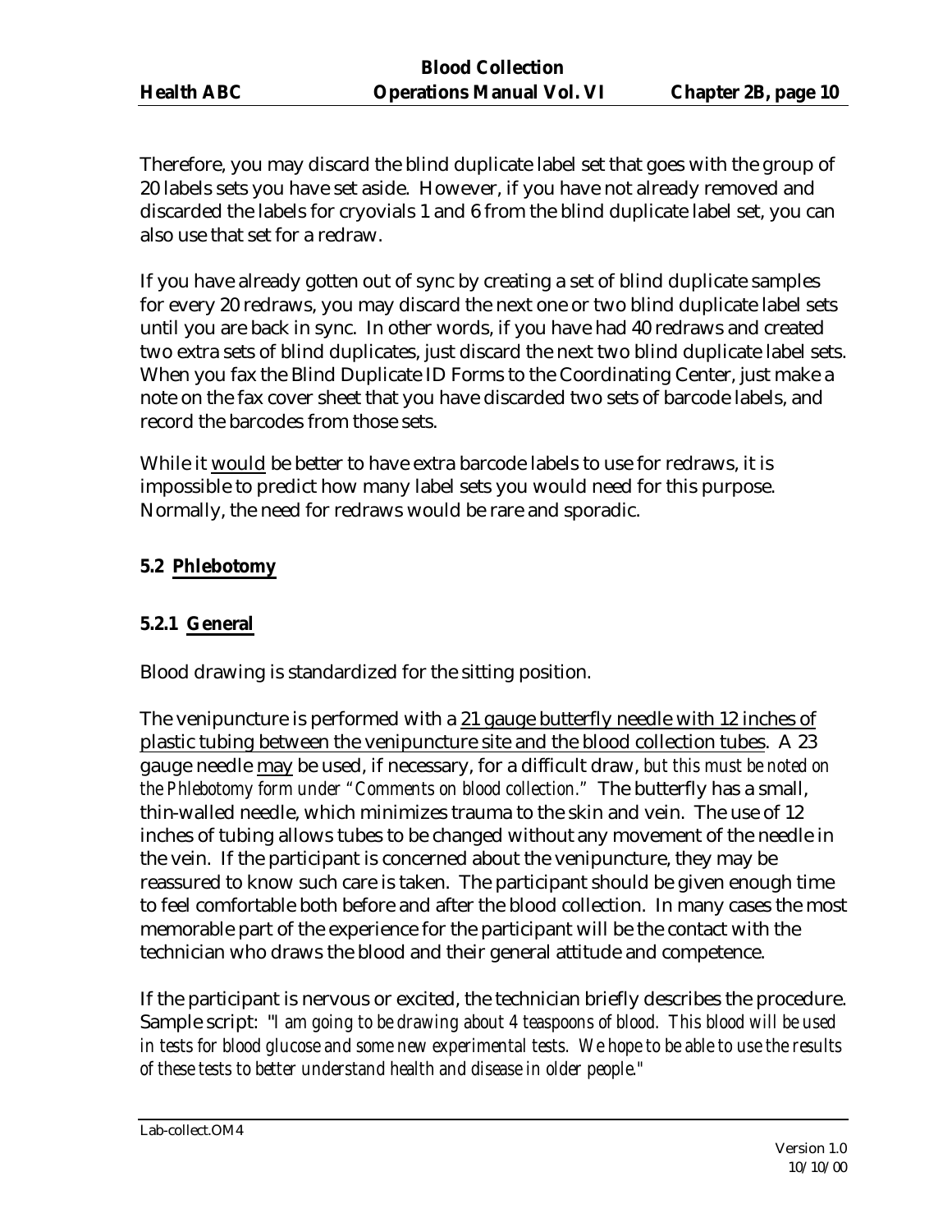Therefore, you may discard the blind duplicate label set that goes with the group of 20 labels sets you have set aside. However, if you have not already removed and discarded the labels for cryovials 1 and 6 from the blind duplicate label set, you can also use that set for a redraw.

If you have already gotten out of sync by creating a set of blind duplicate samples for every 20 redraws, you may discard the next one or two blind duplicate label sets until you are back in sync. In other words, if you have had 40 redraws and created two extra sets of blind duplicates, just discard the next two blind duplicate label sets. When you fax the Blind Duplicate ID Forms to the Coordinating Center, just make a note on the fax cover sheet that you have discarded two sets of barcode labels, and record the barcodes from those sets.

While it would be better to have extra barcode labels to use for redraws, it is impossible to predict how many label sets you would need for this purpose. Normally, the need for redraws would be rare and sporadic.

## 5.2 Phlebotomy

### 5.2.1 General

Blood drawing is standardized for the sitting position.

The venipuncture is performed with a 21 gauge butterfly needle with 12 inches of plastic tubing between the venipuncture site and the blood collection tubes. A 23 gauge needle may be used, if necessary, for a difficult draw, *but this must be noted on the Phlebotomy form under "Comments on blood collection."* The butterfly has a small, thin-walled needle, which minimizes trauma to the skin and vein. The use of 12 inches of tubing allows tubes to be changed without any movement of the needle in the vein. If the participant is concerned about the venipuncture, they may be reassured to know such care is taken. The participant should be given enough time to feel comfortable both before and after the blood collection. In many cases the most memorable part of the experience for the participant will be the contact with the technician who draws the blood and their general attitude and competence.

If the participant is nervous or excited, the technician briefly describes the procedure. Sample script: *"I am going to be drawing about 4 teaspoons of blood. This blood will be used in tests for blood glucose and some new experimental tests. We hope to be able to use the results of these tests to better understand health and disease in older people."*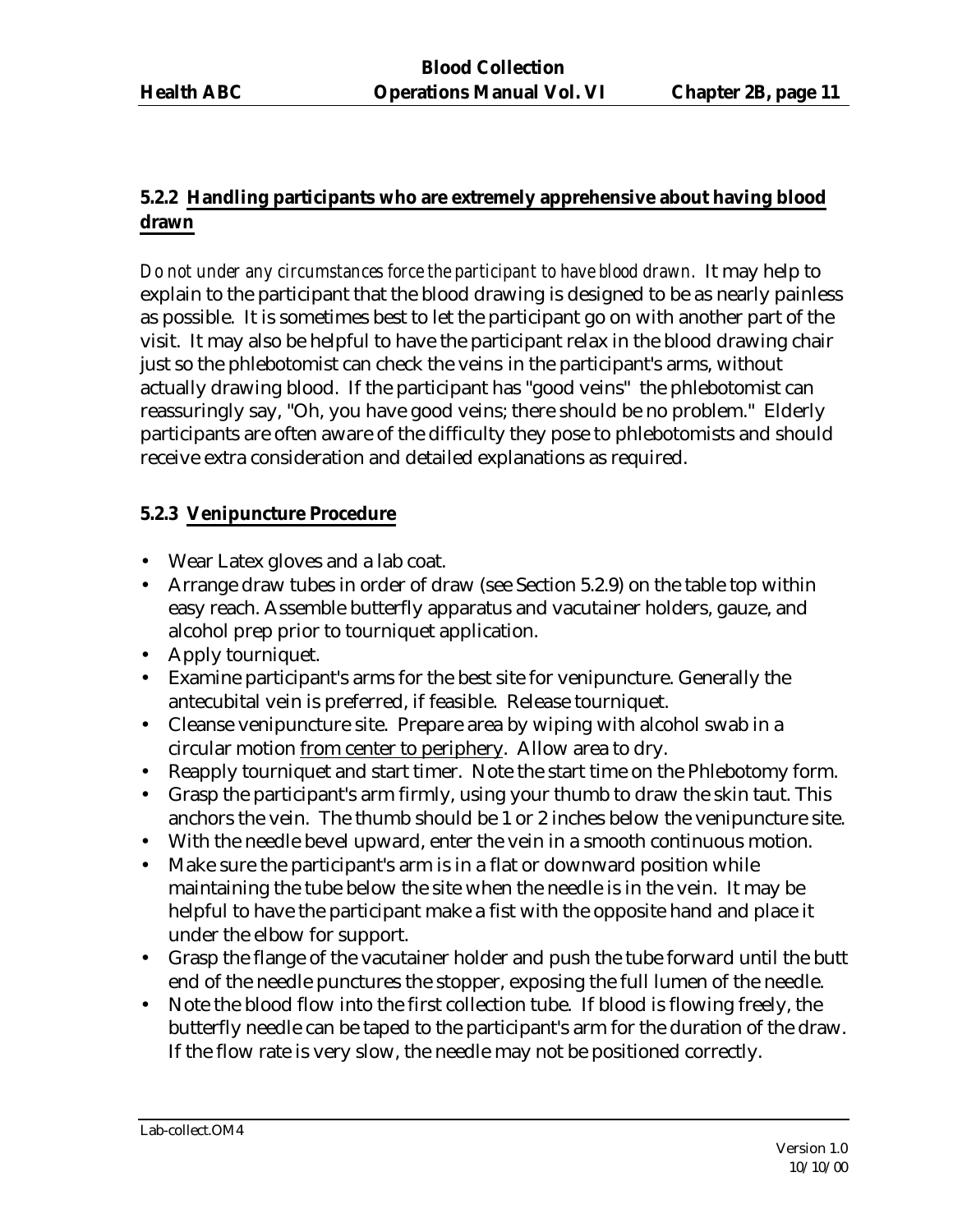### 5.2.2 Handling participants who are extremely apprehensive about having blood drawn

*Do not under any circumstances force the participant to have blood drawn.* It may help to explain to the participant that the blood drawing is designed to be as nearly painless as possible. It is sometimes best to let the participant go on with another part of the visit. It may also be helpful to have the participant relax in the blood drawing chair just so the phlebotomist can check the veins in the participant's arms, without actually drawing blood. If the participant has "good veins" the phlebotomist can reassuringly say, "Oh, you have good veins; there should be no problem." Elderly participants are often aware of the difficulty they pose to phlebotomists and should receive extra consideration and detailed explanations as required.

### 5.2.3 Venipuncture Procedure

- Wear Latex gloves and a lab coat.
- Arrange draw tubes in order of draw (see Section 5.2.9) on the table top within easy reach. Assemble butterfly apparatus and vacutainer holders, gauze, and alcohol prep prior to tourniquet application.
- Apply tourniquet.
- Examine participant's arms for the best site for venipuncture. Generally the antecubital vein is preferred, if feasible. Release tourniquet.
- Cleanse venipuncture site. Prepare area by wiping with alcohol swab in a circular motion from center to periphery. Allow area to dry.
- Reapply tourniquet and start timer. Note the start time on the Phlebotomy form.
- Grasp the participant's arm firmly, using your thumb to draw the skin taut. This anchors the vein. The thumb should be 1 or 2 inches below the venipuncture site.
- With the needle bevel upward, enter the vein in a smooth continuous motion.
- Make sure the participant's arm is in a flat or downward position while maintaining the tube below the site when the needle is in the vein. It may be helpful to have the participant make a fist with the opposite hand and place it under the elbow for support.
- Grasp the flange of the vacutainer holder and push the tube forward until the butt end of the needle punctures the stopper, exposing the full lumen of the needle.
- Note the blood flow into the first collection tube. If blood is flowing freely, the butterfly needle can be taped to the participant's arm for the duration of the draw. If the flow rate is very slow, the needle may not be positioned correctly.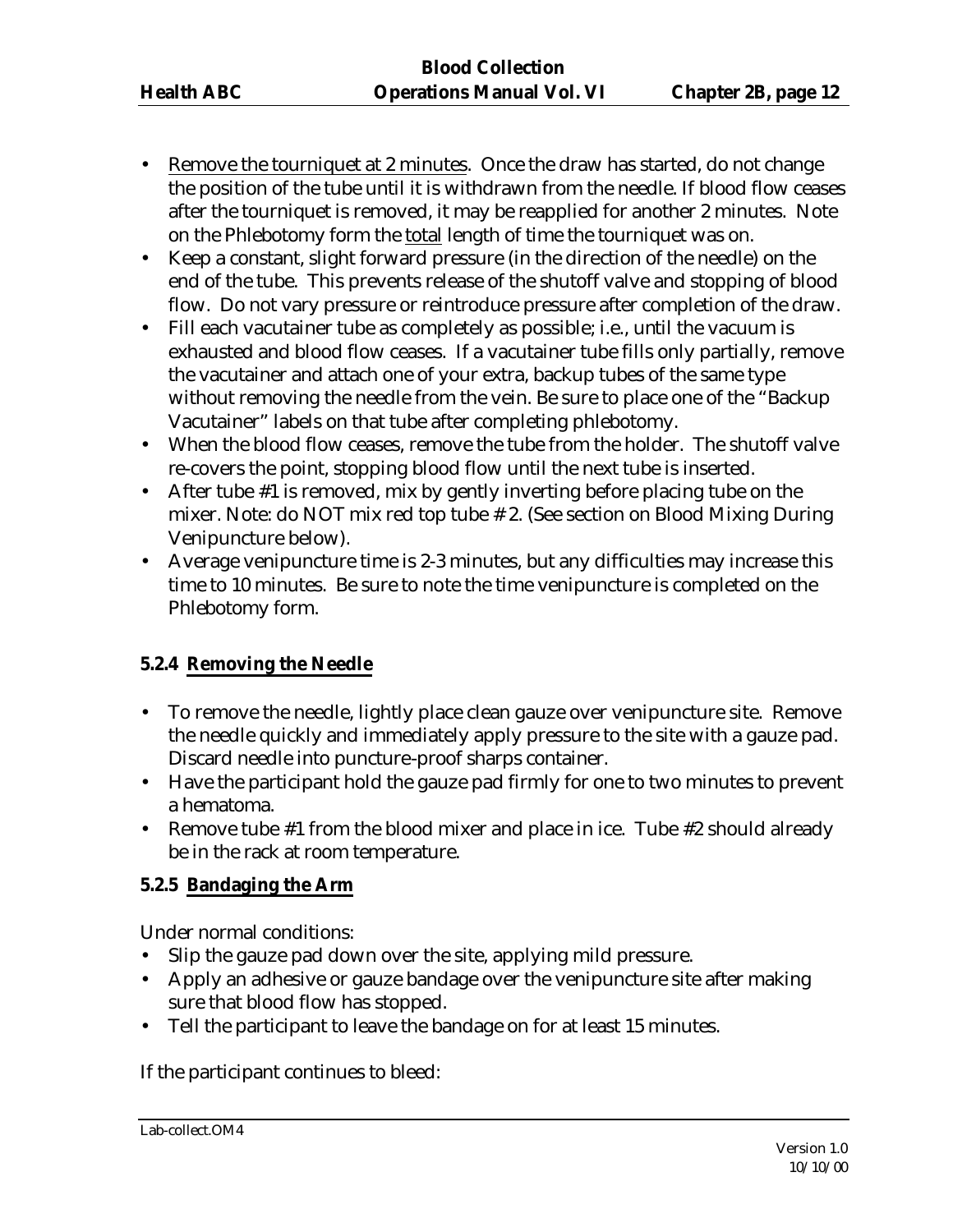- Remove the tourniquet at 2 minutes. Once the draw has started, do not change the position of the tube until it is withdrawn from the needle. If blood flow ceases after the tourniquet is removed, it may be reapplied for another 2 minutes. Note on the Phlebotomy form the total length of time the tourniquet was on.
- Keep a constant, slight forward pressure (in the direction of the needle) on the end of the tube. This prevents release of the shutoff valve and stopping of blood flow. Do not vary pressure or reintroduce pressure after completion of the draw.
- Fill each vacutainer tube as completely as possible; i.e., until the vacuum is exhausted and blood flow ceases. If a vacutainer tube fills only partially, remove the vacutainer and attach one of your extra, backup tubes of the same type without removing the needle from the vein. Be sure to place one of the "Backup Vacutainer" labels on that tube after completing phlebotomy.
- When the blood flow ceases, remove the tube from the holder. The shutoff valve re-covers the point, stopping blood flow until the next tube is inserted.
- After tube #1 is removed, mix by gently inverting before placing tube on the mixer. Note: do NOT mix red top tube # 2. (See section on Blood Mixing During Venipuncture below).
- Average venipuncture time is 2-3 minutes, but any difficulties may increase this time to 10 minutes. Be sure to note the time venipuncture is completed on the Phlebotomy form.

### 5.2.4 Removing the Needle

- To remove the needle, lightly place clean gauze over venipuncture site. Remove the needle quickly and immediately apply pressure to the site with a gauze pad. Discard needle into puncture-proof sharps container.
- Have the participant hold the gauze pad firmly for one to two minutes to prevent a hematoma.
- Remove tube #1 from the blood mixer and place in ice. Tube #2 should already be in the rack at room temperature.

### 5.2.5 Bandaging the Arm

Under normal conditions:

- Slip the gauze pad down over the site, applying mild pressure.
- Apply an adhesive or gauze bandage over the venipuncture site after making sure that blood flow has stopped.
- Tell the participant to leave the bandage on for at least 15 minutes.

If the participant continues to bleed: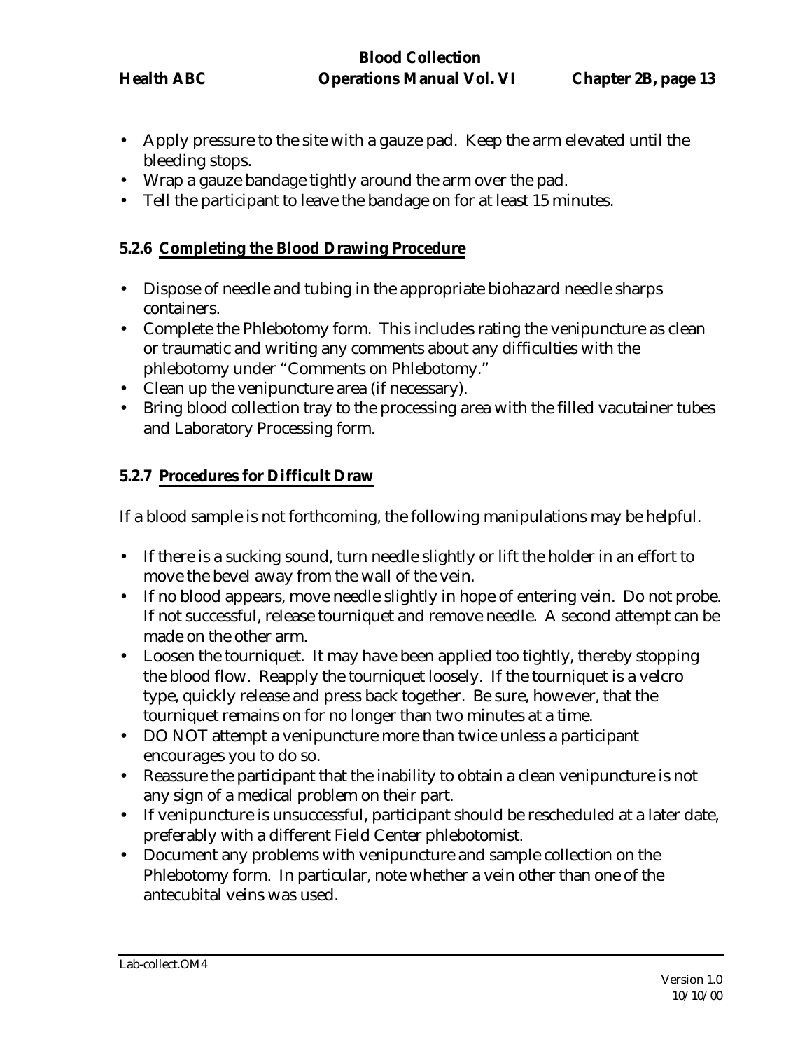- Apply pressure to the site with a gauze pad. Keep the arm elevated until the bleeding stops.
- Wrap a gauze bandage tightly around the arm over the pad.
- Tell the participant to leave the bandage on for at least 15 minutes.

### 5.2.6 Completing the Blood Drawing Procedure

- Dispose of needle and tubing in the appropriate biohazard needle sharps containers.
- Complete the Phlebotomy form. This includes rating the venipuncture as clean or traumatic and writing any comments about any difficulties with the phlebotomy under "Comments on Phlebotomy."
- Clean up the venipuncture area (if necessary).
- Bring blood collection tray to the processing area with the filled vacutainer tubes and Laboratory Processing form.

### 5.2.7 Procedures for Difficult Draw

If a blood sample is not forthcoming, the following manipulations may be helpful.

- If there is a sucking sound, turn needle slightly or lift the holder in an effort to move the bevel away from the wall of the vein.
- If no blood appears, move needle slightly in hope of entering vein. Do not probe. If not successful, release tourniquet and remove needle. A second attempt can be made on the other arm.
- Loosen the tourniquet. It may have been applied too tightly, thereby stopping the blood flow. Reapply the tourniquet loosely. If the tourniquet is a velcro type, quickly release and press back together. Be sure, however, that the tourniquet remains on for no longer than two minutes at a time.
- DO NOT attempt a venipuncture more than twice unless a participant encourages you to do so.
- Reassure the participant that the inability to obtain a clean venipuncture is not any sign of a medical problem on their part.
- If venipuncture is unsuccessful, participant should be rescheduled at a later date, preferably with a different Field Center phlebotomist.
- Document any problems with venipuncture and sample collection on the Phlebotomy form. In particular, note whether a vein other than one of the antecubital veins was used.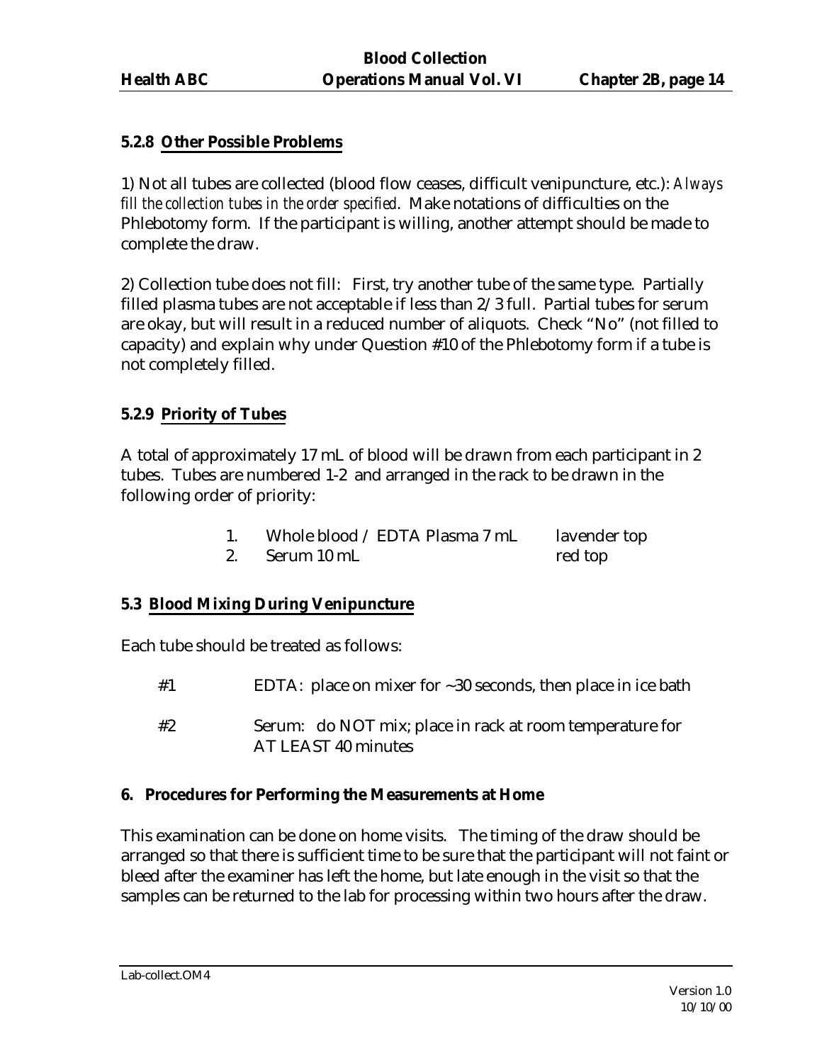### 5.2.8 Other Possible Problems

1) Not all tubes are collected (blood flow ceases, difficult venipuncture, etc.): *Always fill the collection tubes in the order specified*. Make notations of difficulties on the Phlebotomy form. If the participant is willing, another attempt should be made to complete the draw.

2) Collection tube does not fill: First, try another tube of the same type. Partially filled plasma tubes are not acceptable if less than 2/3 full. Partial tubes for serum are okay, but will result in a reduced number of aliquots. Check "No" (not filled to capacity) and explain why under Question #10 of the Phlebotomy form if a tube is not completely filled.

### 5.2.9 Priority of Tubes

A total of approximately 17 mL of blood will be drawn from each participant in 2 tubes. Tubes are numbered 1-2 and arranged in the rack to be drawn in the following order of priority:

1. Whole blood / EDTA Plasma 7 mL — lavender top
2. Serum 10 mL — red top

### 5.3 Blood Mixing During Venipuncture

Each tube should be treated as follows:

| | |
|---|---|
| #1 | EDTA: place on mixer for ~30 seconds, then place in ice bath |
| #2 | Serum: do NOT mix; place in rack at room temperature for AT LEAST 40 minutes |

## 6. Procedures for Performing the Measurements at Home

This examination can be done on home visits. The timing of the draw should be arranged so that there is sufficient time to be sure that the participant will not faint or bleed after the examiner has left the home, but late enough in the visit so that the samples can be returned to the lab for processing within two hours after the draw.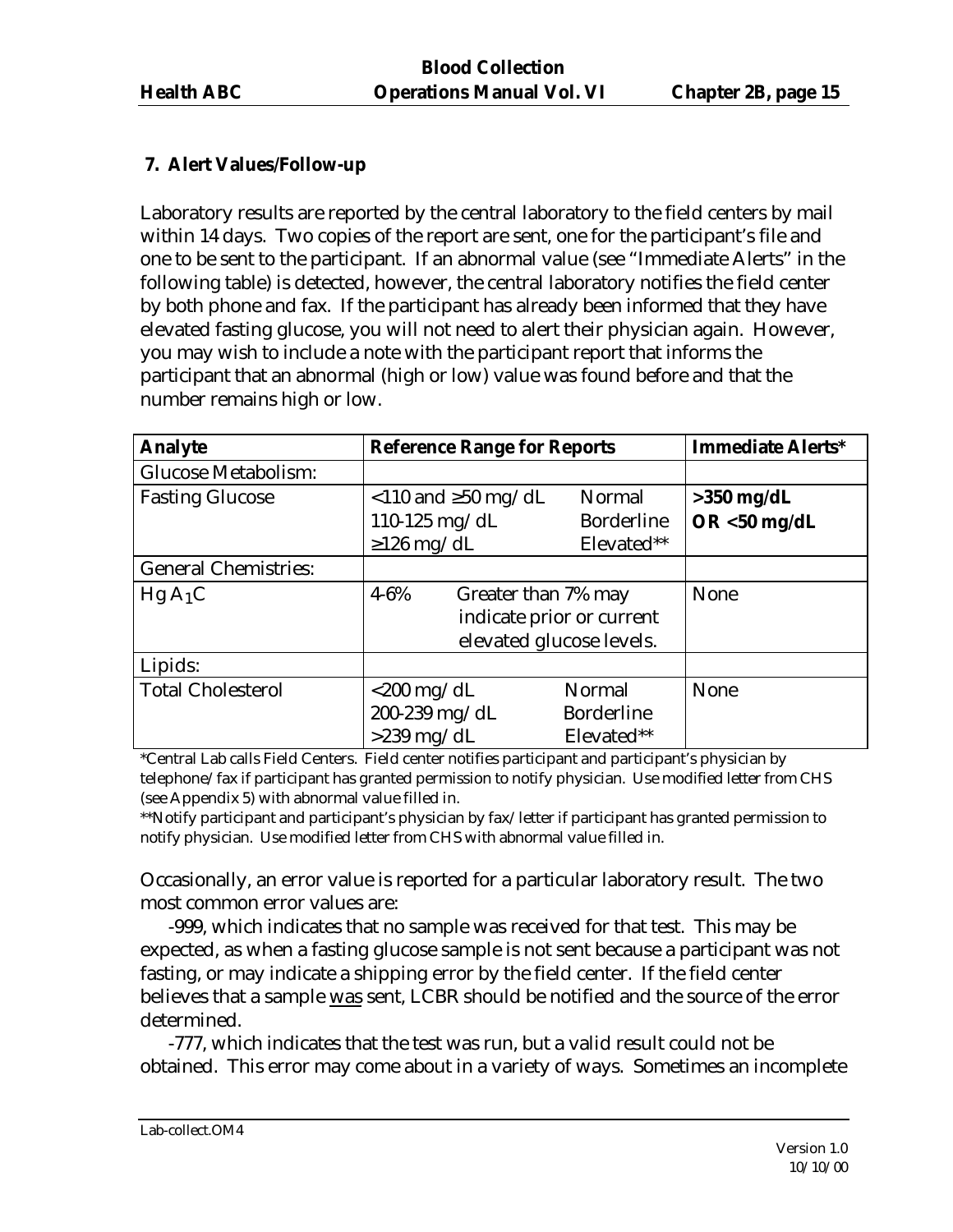## 7. Alert Values/Follow-up

Laboratory results are reported by the central laboratory to the field centers by mail within 14 days. Two copies of the report are sent, one for the participant's file and one to be sent to the participant. If an abnormal value (see "Immediate Alerts" in the following table) is detected, however, the central laboratory notifies the field center by both phone and fax. If the participant has already been informed that they have elevated fasting glucose, you will not need to alert their physician again. However, you may wish to include a note with the participant report that informs the participant that an abnormal (high or low) value was found before and that the number remains high or low.

| Analyte | Reference Range for Reports | | Immediate Alerts* |
|---|---|---|---|
| Glucose Metabolism: | | | |
| Fasting Glucose | <110 and ≥50 mg/dL<br>110-125 mg/dL<br>≥126 mg/dL | Normal<br>Borderline<br>Elevated** | **>350 mg/dL**<br>**OR <50 mg/dL** |
| General Chemistries: | | | |
| Hg $A_1C$ | 4-6% | Greater than 7% may indicate prior or current elevated glucose levels. | None |
| Lipids: | | | |
| Total Cholesterol | <200 mg/dL<br>200-239 mg/dL<br>>239 mg/dL | Normal<br>Borderline<br>Elevated** | None |

*Central Lab calls Field Centers. Field center notifies participant and participant's physician by telephone/fax if participant has granted permission to notify physician. Use modified letter from CHS (see Appendix 5) with abnormal value filled in.

**Notify participant and participant's physician by fax/letter if participant has granted permission to notify physician. Use modified letter from CHS with abnormal value filled in.

Occasionally, an error value is reported for a particular laboratory result. The two most common error values are:

-999, which indicates that no sample was received for that test. This may be expected, as when a fasting glucose sample is not sent because a participant was not fasting, or may indicate a shipping error by the field center. If the field center believes that a sample was sent, LCBR should be notified and the source of the error determined.

-777, which indicates that the test was run, but a valid result could not be obtained. This error may come about in a variety of ways. Sometimes an incomplete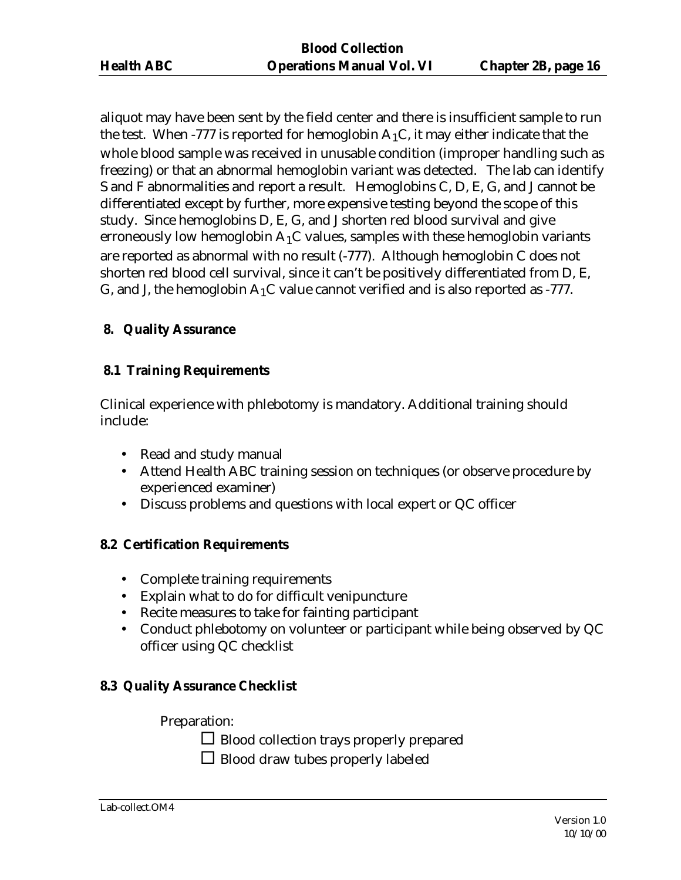aliquot may have been sent by the field center and there is insufficient sample to run the test. When -777 is reported for hemoglobin $A_1C$, it may either indicate that the whole blood sample was received in unusable condition (improper handling such as freezing) or that an abnormal hemoglobin variant was detected. The lab can identify S and F abnormalities and report a result. Hemoglobins C, D, E, G, and J cannot be differentiated except by further, more expensive testing beyond the scope of this study. Since hemoglobins D, E, G, and J shorten red blood survival and give erroneously low hemoglobin $A_1C$ values, samples with these hemoglobin variants are reported as abnormal with no result (-777). Although hemoglobin C does not shorten red blood cell survival, since it can't be positively differentiated from D, E, G, and J, the hemoglobin $A_1C$ value cannot verified and is also reported as -777.

## 8. Quality Assurance

### 8.1 Training Requirements

Clinical experience with phlebotomy is mandatory. Additional training should include:

- Read and study manual
- Attend Health ABC training session on techniques (or observe procedure by experienced examiner)
- Discuss problems and questions with local expert or QC officer

### 8.2 Certification Requirements

- Complete training requirements
- Explain what to do for difficult venipuncture
- Recite measures to take for fainting participant
- Conduct phlebotomy on volunteer or participant while being observed by QC officer using QC checklist

### 8.3 Quality Assurance Checklist

Preparation:

- ☐ Blood collection trays properly prepared
- ☐ Blood draw tubes properly labeled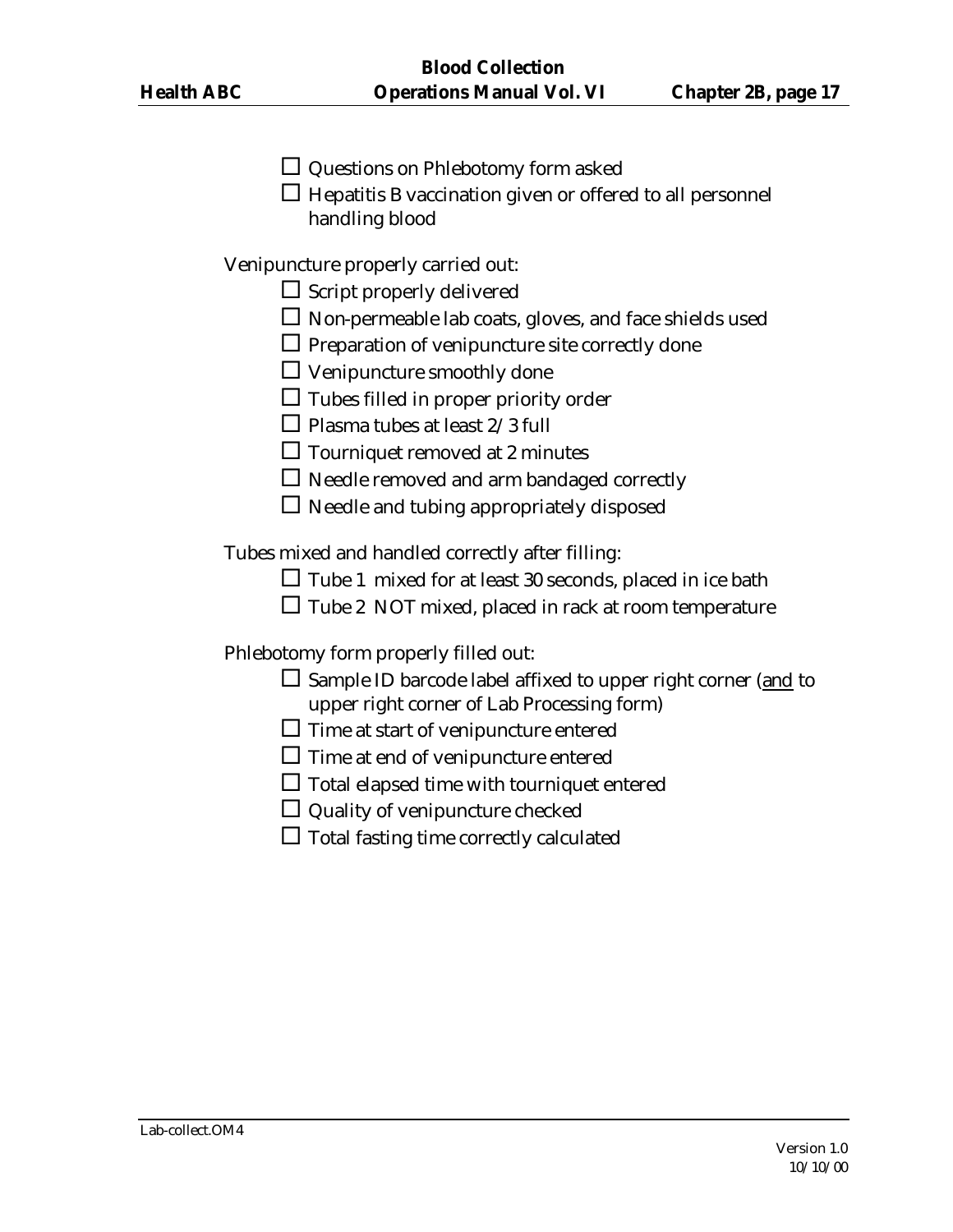- ☐ Questions on Phlebotomy form asked
- ☐ Hepatitis B vaccination given or offered to all personnel handling blood

Venipuncture properly carried out:

- ☐ Script properly delivered
- ☐ Non-permeable lab coats, gloves, and face shields used
- ☐ Preparation of venipuncture site correctly done
- ☐ Venipuncture smoothly done
- ☐ Tubes filled in proper priority order
- ☐ Plasma tubes at least 2/3 full
- ☐ Tourniquet removed at 2 minutes
- ☐ Needle removed and arm bandaged correctly
- ☐ Needle and tubing appropriately disposed

Tubes mixed and handled correctly after filling:

- ☐ Tube 1 mixed for at least 30 seconds, placed in ice bath
- ☐ Tube 2 NOT mixed, placed in rack at room temperature

Phlebotomy form properly filled out:

- ☐ Sample ID barcode label affixed to upper right corner (<u>and</u> to upper right corner of Lab Processing form)
- ☐ Time at start of venipuncture entered
- ☐ Time at end of venipuncture entered
- ☐ Total elapsed time with tourniquet entered
- ☐ Quality of venipuncture checked
- ☐ Total fasting time correctly calculated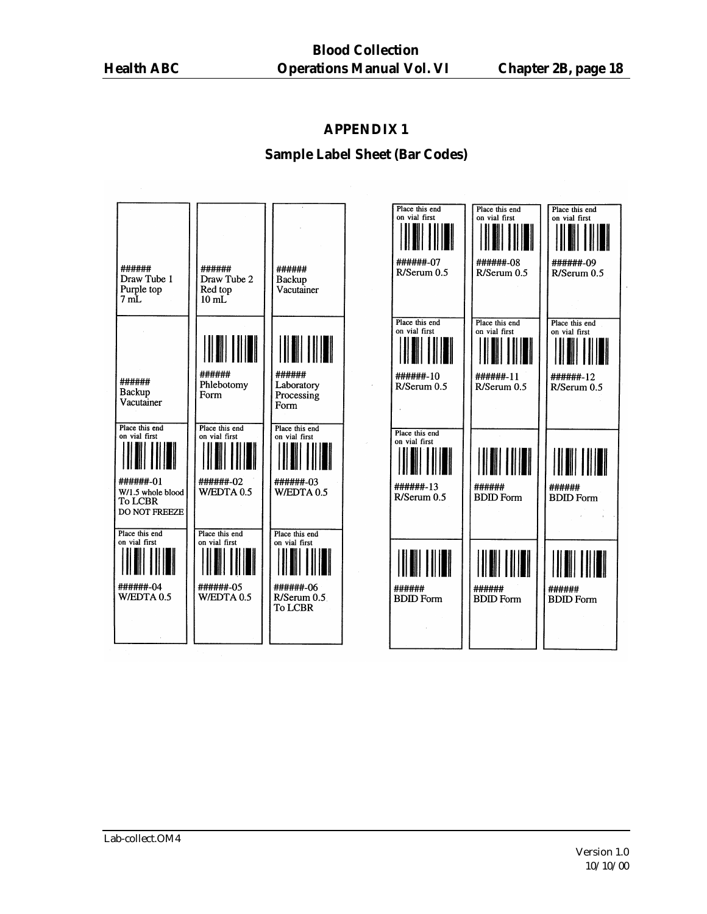## APPENDIX 1

### Sample Label Sheet (Bar Codes)

| | | |
|---|---|---|
| ######<br>Draw Tube 1<br>Purple top<br>7 mL | ######<br>Draw Tube 2<br>Red top<br>10 mL | ######<br>Backup<br>Vacutainer |
| ######<br>Backup<br>Vacutainer | ######<br>Phlebotomy<br>Form | ######<br>Laboratory<br>Processing<br>Form |
| Place this end on vial first<br>######-01<br>W/1.5 whole blood<br>To LCBR<br>DO NOT FREEZE | Place this end on vial first<br>######-02<br>W/EDTA 0.5 | Place this end on vial first<br>######-03<br>W/EDTA 0.5 |
| Place this end on vial first<br>######-04<br>W/EDTA 0.5 | Place this end on vial first<br>######-05<br>W/EDTA 0.5 | Place this end on vial first<br>######-06<br>R/Serum 0.5<br>To LCBR |

| | | |
|---|---|---|
| Place this end on vial first<br>######-07<br>R/Serum 0.5 | Place this end on vial first<br>######-08<br>R/Serum 0.5 | Place this end on vial first<br>######-09<br>R/Serum 0.5 |
| Place this end on vial first<br>######-10<br>R/Serum 0.5 | Place this end on vial first<br>######-11<br>R/Serum 0.5 | Place this end on vial first<br>######-12<br>R/Serum 0.5 |
| Place this end on vial first<br>######-13<br>R/Serum 0.5 | ######<br>BDID Form | ######<br>BDID Form |
| ######<br>BDID Form | ######<br>BDID Form | ######<br>BDID Form |

Lab-collect.OM4

Version 1.0
10/10/00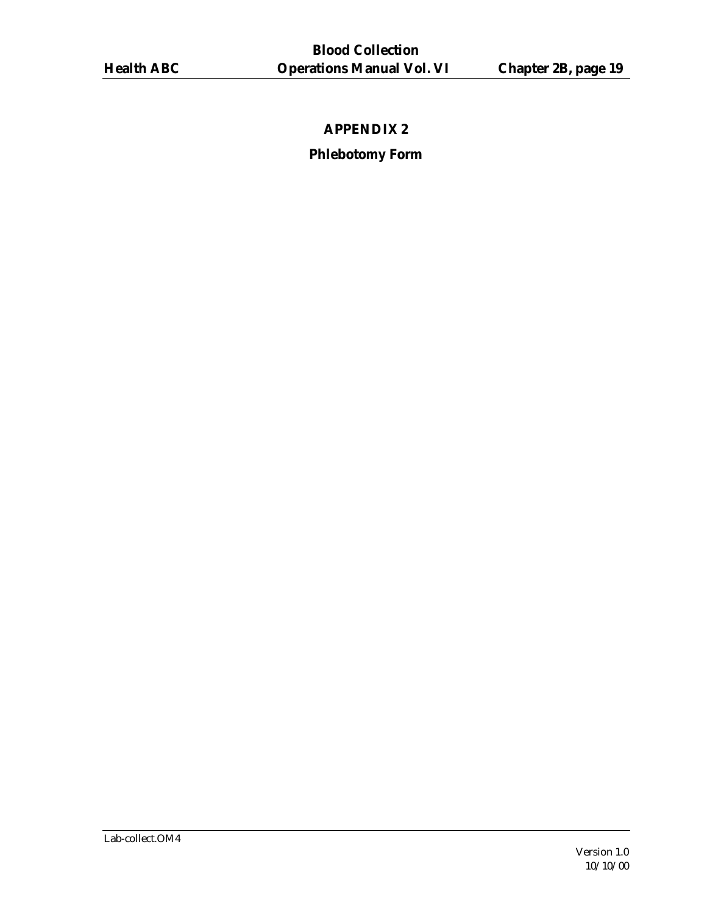# APPENDIX 2

## Phlebotomy Form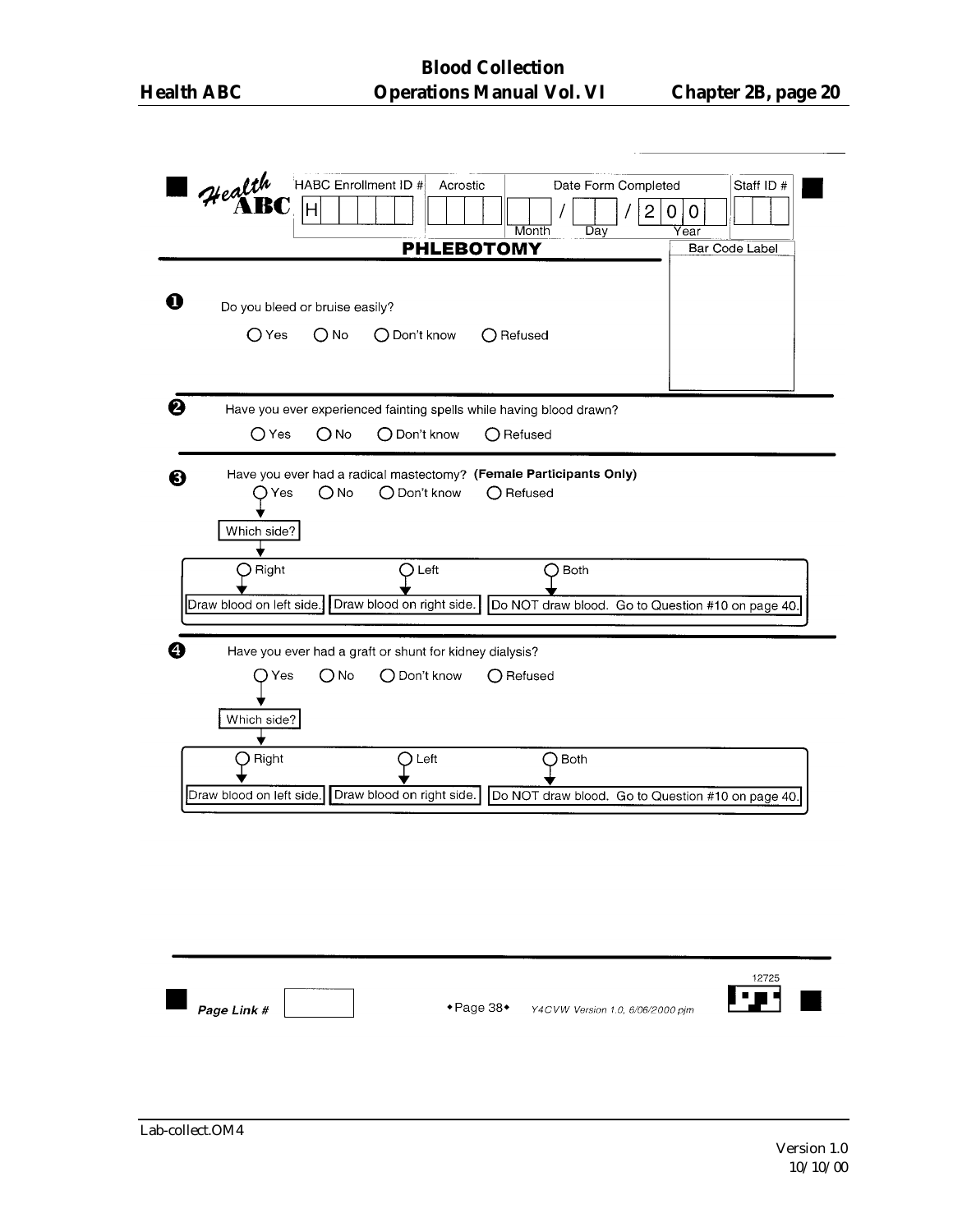Health ABC

| HABC Enrollment ID # | Acrostic | Date Form Completed | Staff ID # |
|---|---|---|---|
| H | | Month / Day / 2 0 0 Year | |

## PHLEBOTOMY

Bar Code Label

**1** Do you bleed or bruise easily?

○ Yes ○ No ○ Don't know ○ Refused

**2** Have you ever experienced fainting spells while having blood drawn?

○ Yes ○ No ○ Don't know ○ Refused

**3** Have you ever had a radical mastectomy? **(Female Participants Only)**

○ Yes ○ No ○ Don't know ○ Refused

↓ (Yes)

Which side?

- ○ Right → Draw blood on left side.
- ○ Left → Draw blood on right side.
- ○ Both → Do NOT draw blood. Go to Question #10 on page 40.

**4** Have you ever had a graft or shunt for kidney dialysis?

○ Yes ○ No ○ Don't know ○ Refused

↓ (Yes)

Which side?

- ○ Right → Draw blood on left side.
- ○ Left → Draw blood on right side.
- ○ Both → Do NOT draw blood. Go to Question #10 on page 40.

*Page Link #*

♦Page 38♦ *Y4CVW Version 1.0, 6/06/2000 pjm*

12725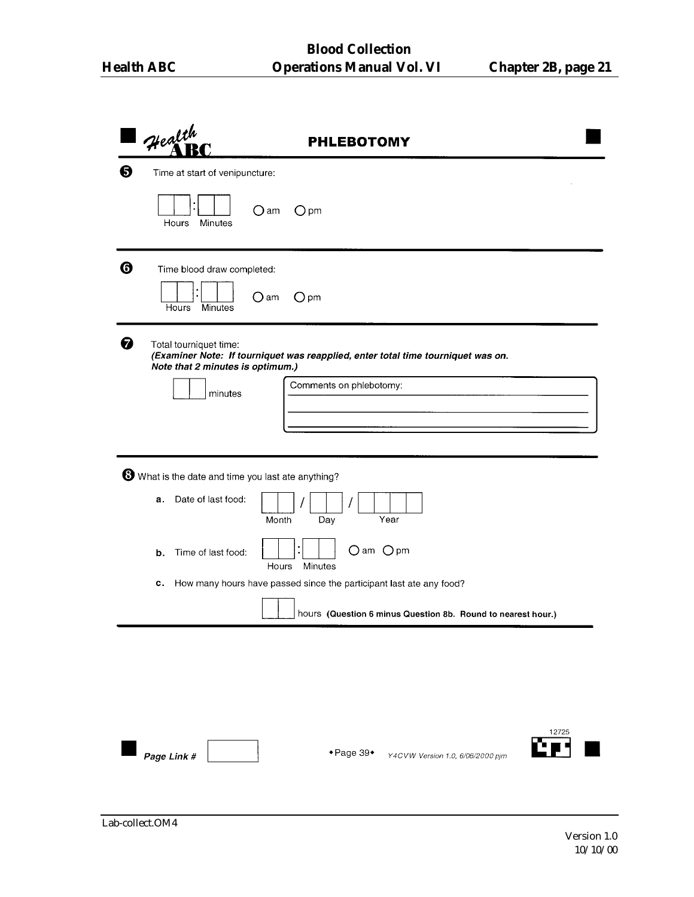# PHLEBOTOMY

**5** Time at start of venipuncture:

[ ][ ] : [ ][ ]   ○ am   ○ pm

Hours   Minutes

---

**6** Time blood draw completed:

[ ][ ] : [ ][ ]   ○ am   ○ pm

Hours   Minutes

---

**7** Total tourniquet time:

***(Examiner Note: If tourniquet was reapplied, enter total time tourniquet was on. Note that 2 minutes is optimum.)***

[ ][ ] minutes

Comments on phlebotomy: ______________________________

______________________________

______________________________

---

**8** What is the date and time you last ate anything?

**a.** Date of last food: [ ][ ] / [ ][ ] / [ ][ ][ ][ ]

Month   Day   Year

**b.** Time of last food: [ ][ ] : [ ][ ]   ○ am   ○ pm

Hours   Minutes

**c.** How many hours have passed since the participant last ate any food?

[ ][ ] hours **(Question 6 minus Question 8b. Round to nearest hour.)**

---

*Page Link #* [ ]

◆Page 39◆   *Y4CVW Version 1.0, 6/06/2000 pjm*

12725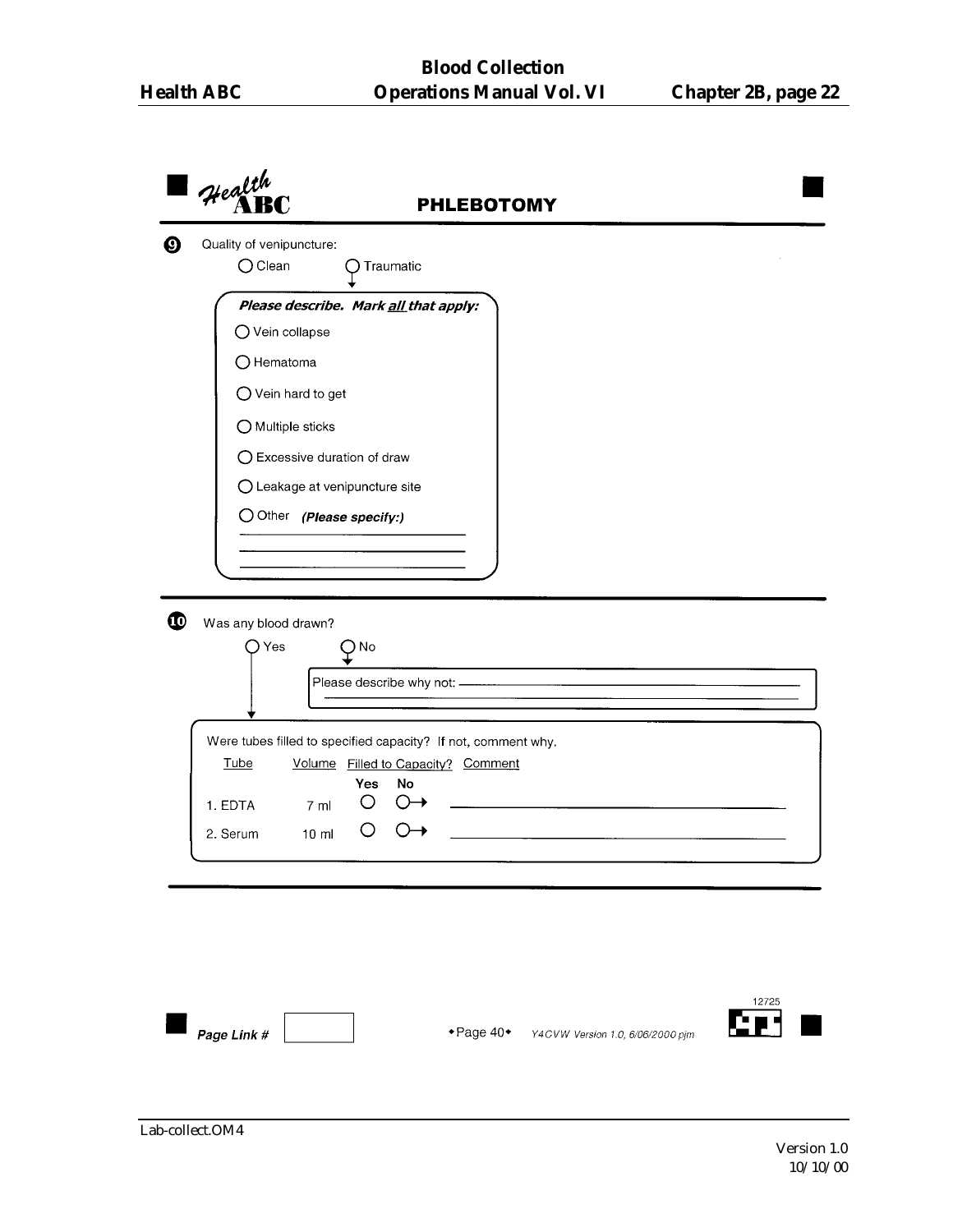# PHLEBOTOMY

**9** Quality of venipuncture:

○ Clean ○ Traumatic

***Please describe. Mark all that apply:***

○ Vein collapse

○ Hematoma

○ Vein hard to get

○ Multiple sticks

○ Excessive duration of draw

○ Leakage at venipuncture site

○ Other ***(Please specify:)*** ______________________

______________________

______________________

**10** Was any blood drawn?

○ Yes ○ No

Please describe why not: ______________________

Were tubes filled to specified capacity? If not, comment why.

| Tube | Volume | Filled to Capacity? Yes | Filled to Capacity? No | Comment |
|---|---|---|---|---|
| 1. EDTA | 7 ml | ○ | ○→ | ______________________ |
| 2. Serum | 10 ml | ○ | ○→ | ______________________ |

***Page Link #*** [ ]

◆Page 40◆ *Y4CVW Version 1.0, 6/06/2000 pjm*

12725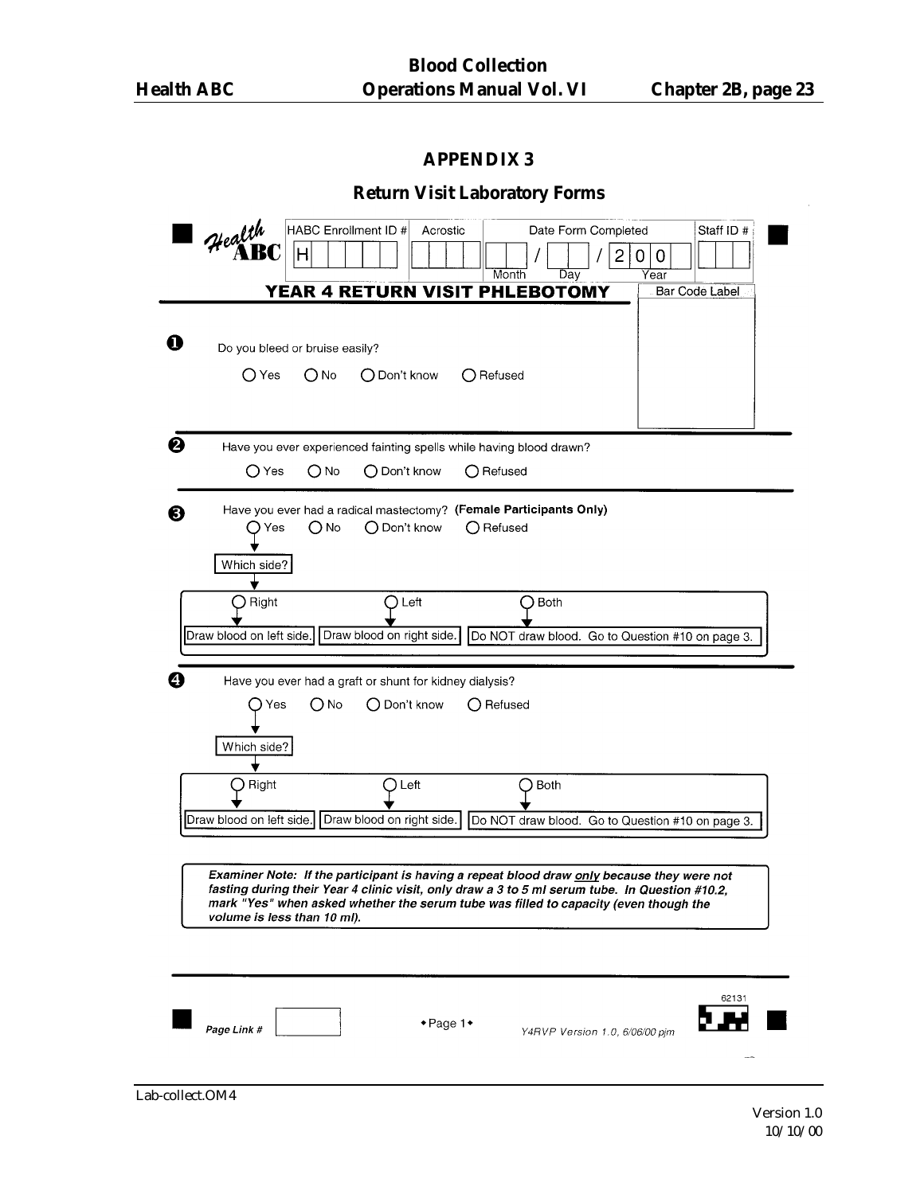## APPENDIX 3

## Return Visit Laboratory Forms

Health ABC

| HABC Enrollment ID # | Acrostic | Date Form Completed | Staff ID # |
|---|---|---|---|
| H | | Month / Day / Year 200 | |

### YEAR 4 RETURN VISIT PHLEBOTOMY

Bar Code Label

**1** Do you bleed or bruise easily?

○ Yes ○ No ○ Don't know ○ Refused

**2** Have you ever experienced fainting spells while having blood drawn?

○ Yes ○ No ○ Don't know ○ Refused

**3** Have you ever had a radical mastectomy? **(Female Participants Only)**

○ Yes ○ No ○ Don't know ○ Refused

Yes → Which side?

- ○ Right → Draw blood on left side.
- ○ Left → Draw blood on right side.
- ○ Both → Do NOT draw blood. Go to Question #10 on page 3.

**4** Have you ever had a graft or shunt for kidney dialysis?

○ Yes ○ No ○ Don't know ○ Refused

Yes → Which side?

- ○ Right → Draw blood on left side.
- ○ Left → Draw blood on right side.
- ○ Both → Do NOT draw blood. Go to Question #10 on page 3.

***Examiner Note: If the participant is having a repeat blood draw only because they were not fasting during their Year 4 clinic visit, only draw a 3 to 5 ml serum tube. In Question #10.2, mark "Yes" when asked whether the serum tube was filled to capacity (even though the volume is less than 10 ml).***

*Page Link #*

◆Page 1◆

62131

*Y4RVP Version 1.0, 6/06/00 pjm*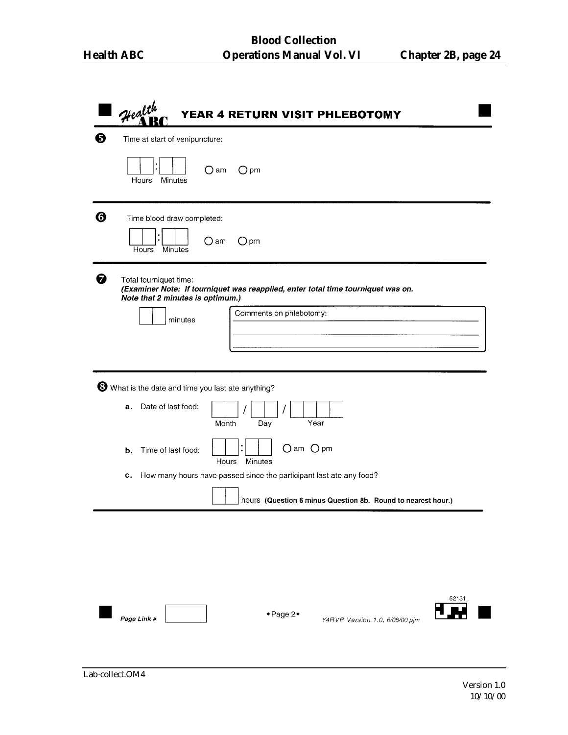# YEAR 4 RETURN VISIT PHLEBOTOMY

**5** Time at start of venipuncture:

[ ][ ] : [ ][ ] ○ am ○ pm
Hours Minutes

---

**6** Time blood draw completed:

[ ][ ] : [ ][ ] ○ am ○ pm
Hours Minutes

---

**7** Total tourniquet time:
***(Examiner Note: If tourniquet was reapplied, enter total time tourniquet was on. Note that 2 minutes is optimum.)***

[ ][ ] minutes

Comments on phlebotomy: ______________________________

---

**8** What is the date and time you last ate anything?

**a.** Date of last food: [ ][ ] / [ ][ ] / [ ][ ][ ][ ]
Month Day Year

**b.** Time of last food: [ ][ ] : [ ][ ] ○ am ○ pm
Hours Minutes

**c.** How many hours have passed since the participant last ate any food?

[ ][ ] hours **(Question 6 minus Question 8b. Round to nearest hour.)**

---

*Page Link #* [ ]

◆Page 2◆

*Y4RVP Version 1.0, 6/06/00 pjm*

62131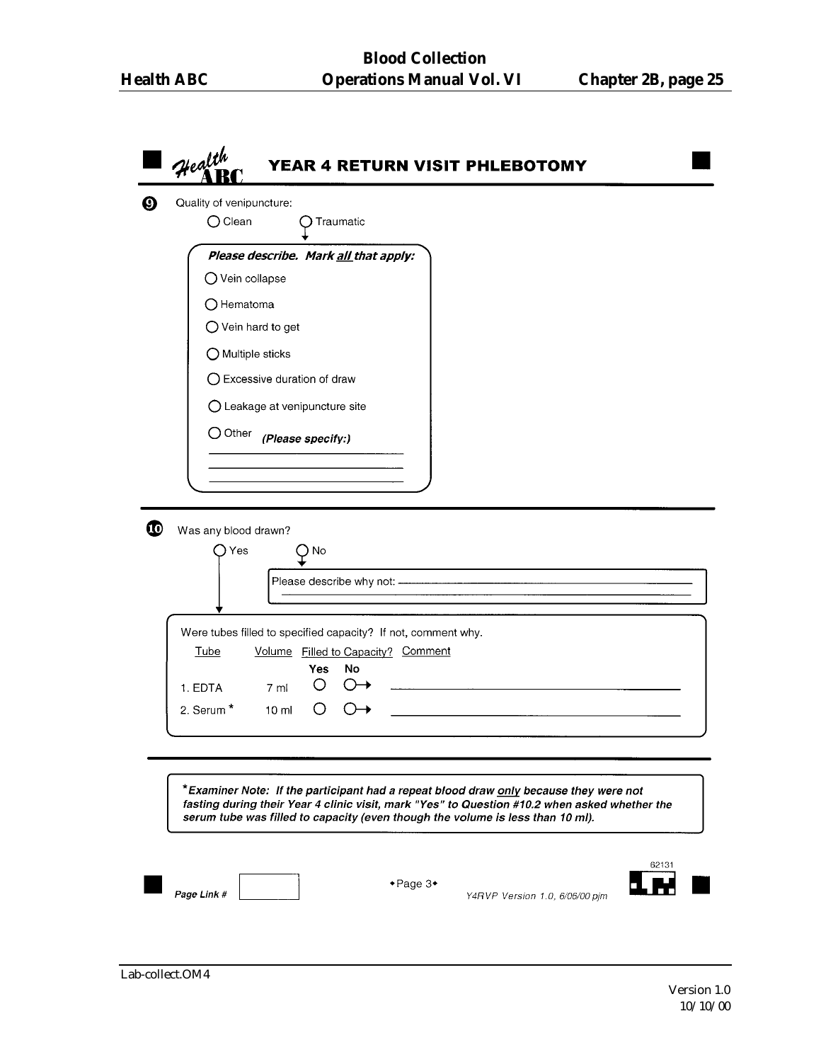# YEAR 4 RETURN VISIT PHLEBOTOMY

**9** Quality of venipuncture:

- ○ Clean
- ○ Traumatic

***Please describe. Mark all that apply:***

- ○ Vein collapse
- ○ Hematoma
- ○ Vein hard to get
- ○ Multiple sticks
- ○ Excessive duration of draw
- ○ Leakage at venipuncture site
- ○ Other ***(Please specify:)*** ______________________________

---

**10** Was any blood drawn?

- ○ Yes
- ○ No → Please describe why not: ______________________________

Were tubes filled to specified capacity? If not, comment why.

| Tube | Volume | Filled to Capacity? Yes | No | Comment |
|---|---|---|---|---|
| 1. EDTA | 7 ml | ○ | ○→ | ______________________ |
| 2. Serum * | 10 ml | ○ | ○→ | ______________________ |

***Examiner Note: If the participant had a repeat blood draw only because they were not fasting during their Year 4 clinic visit, mark "Yes" to Question #10.2 when asked whether the serum tube was filled to capacity (even though the volume is less than 10 ml).**

Page Link # ________

Page 3

Y4RVP Version 1.0, 6/06/00 pjm

62131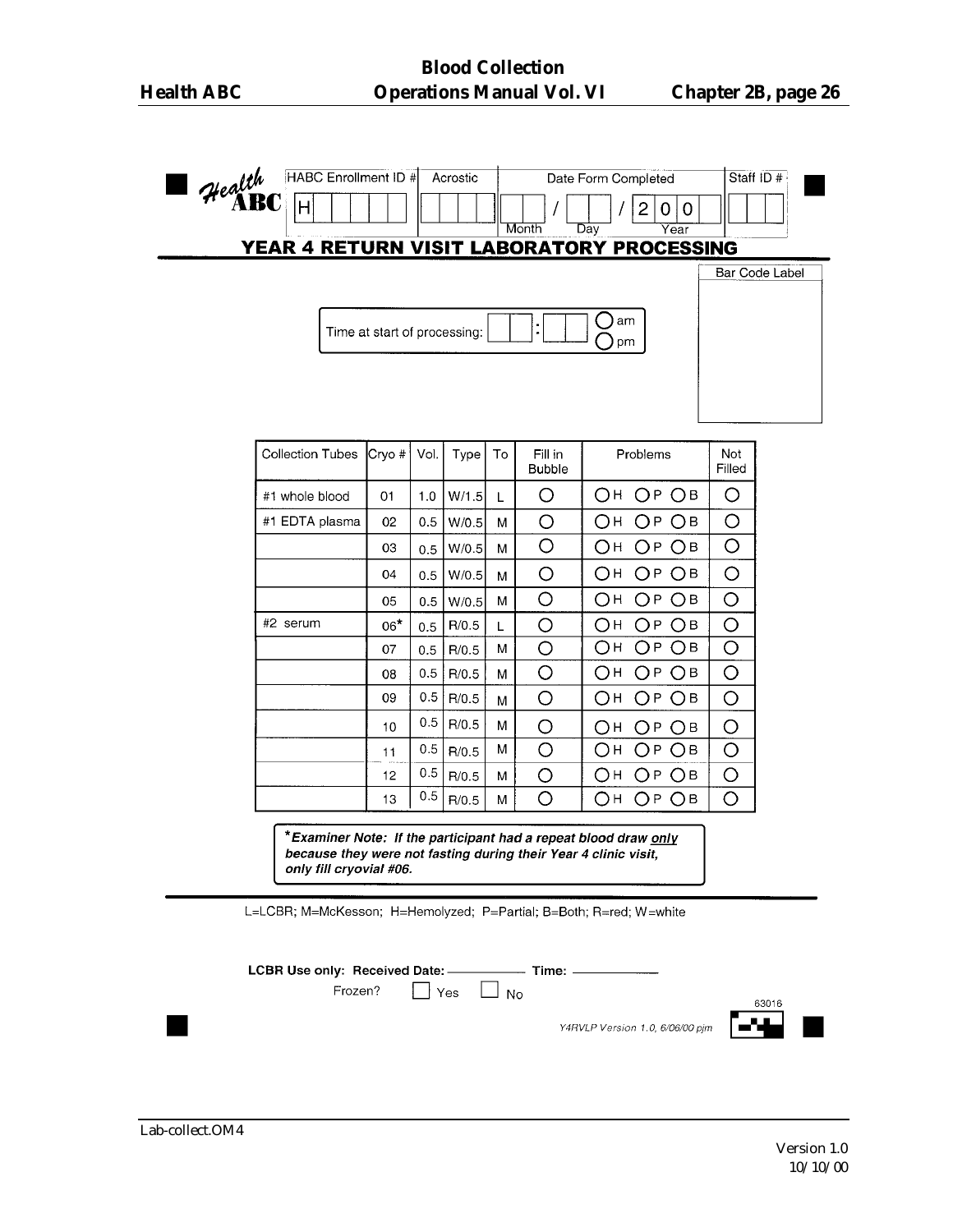Health ABC

| HABC Enrollment ID # | Acrostic | Date Form Completed | Staff ID # |
|---|---|---|---|
| H | | ___ / ___ / 200_ (Month / Day / Year) | |

## YEAR 4 RETURN VISIT LABORATORY PROCESSING

Bar Code Label

Time at start of processing: ___ : ___ ○ am ○ pm

| Collection Tubes | Cryo # | Vol. | Type | To | Fill in Bubble | Problems | Not Filled |
|---|---|---|---|---|---|---|---|
| #1 whole blood | 01 | 1.0 | W/1.5 | L | ○ | ○H ○P ○B | ○ |
| #1 EDTA plasma | 02 | 0.5 | W/0.5 | M | ○ | ○H ○P ○B | ○ |
| | 03 | 0.5 | W/0.5 | M | ○ | ○H ○P ○B | ○ |
| | 04 | 0.5 | W/0.5 | M | ○ | ○H ○P ○B | ○ |
| | 05 | 0.5 | W/0.5 | M | ○ | ○H ○P ○B | ○ |
| #2 serum | 06* | 0.5 | R/0.5 | L | ○ | ○H ○P ○B | ○ |
| | 07 | 0.5 | R/0.5 | M | ○ | ○H ○P ○B | ○ |
| | 08 | 0.5 | R/0.5 | M | ○ | ○H ○P ○B | ○ |
| | 09 | 0.5 | R/0.5 | M | ○ | ○H ○P ○B | ○ |
| | 10 | 0.5 | R/0.5 | M | ○ | ○H ○P ○B | ○ |
| | 11 | 0.5 | R/0.5 | M | ○ | ○H ○P ○B | ○ |
| | 12 | 0.5 | R/0.5 | M | ○ | ○H ○P ○B | ○ |
| | 13 | 0.5 | R/0.5 | M | ○ | ○H ○P ○B | ○ |

****Examiner Note: If the participant had a repeat blood draw only because they were not fasting during their Year 4 clinic visit, only fill cryovial #06.***

L=LCBR; M=McKesson; H=Hemolyzed; P=Partial; B=Both; R=red; W=white

**LCBR Use only: Received Date:** __________ **Time:** __________

Frozen? ☐ Yes ☐ No

63016

Y4RVLP Version 1.0, 6/06/00 pjm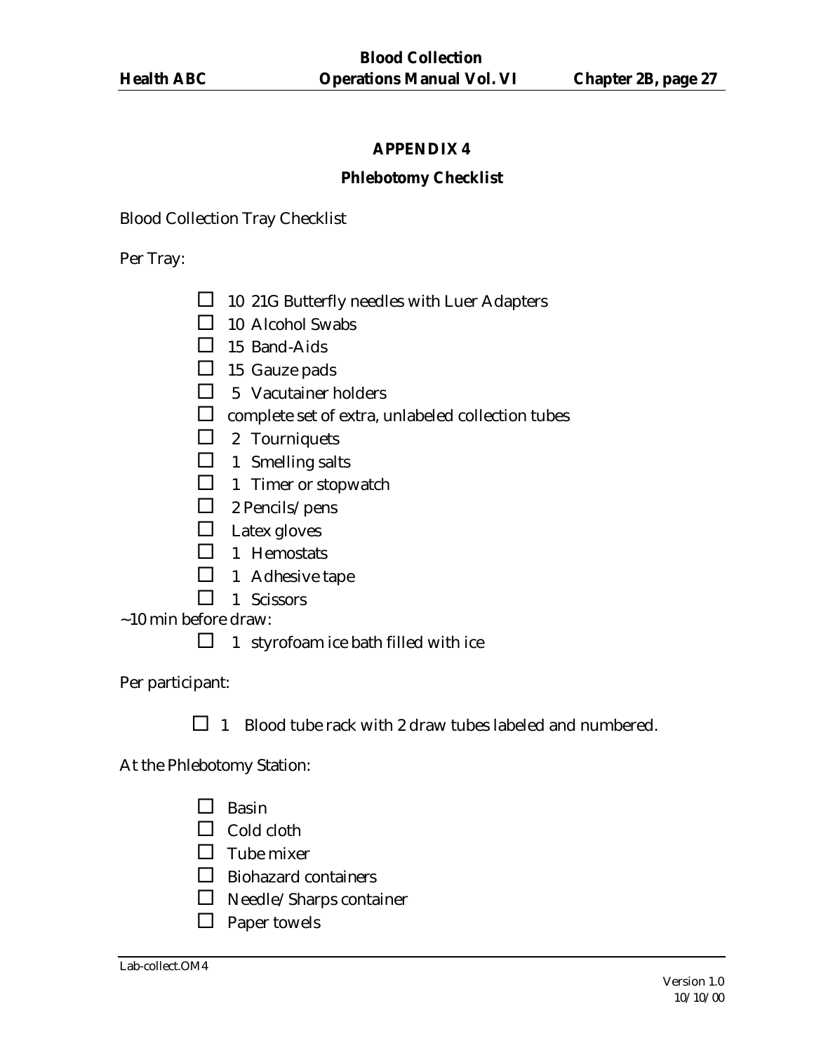## APPENDIX 4

## Phlebotomy Checklist

Blood Collection Tray Checklist

Per Tray:

- ☐ 10 21G Butterfly needles with Luer Adapters
- ☐ 10 Alcohol Swabs
- ☐ 15 Band-Aids
- ☐ 15 Gauze pads
- ☐ 5 Vacutainer holders
- ☐ complete set of extra, unlabeled collection tubes
- ☐ 2 Tourniquets
- ☐ 1 Smelling salts
- ☐ 1 Timer or stopwatch
- ☐ 2 Pencils/pens
- ☐ Latex gloves
- ☐ 1 Hemostats
- ☐ 1 Adhesive tape
- ☐ 1 Scissors

~10 min before draw:

- ☐ 1 styrofoam ice bath filled with ice

Per participant:

- ☐ 1 Blood tube rack with 2 draw tubes labeled and numbered.

At the Phlebotomy Station:

- ☐ Basin
- ☐ Cold cloth
- ☐ Tube mixer
- ☐ Biohazard containers
- ☐ Needle/Sharps container
- ☐ Paper towels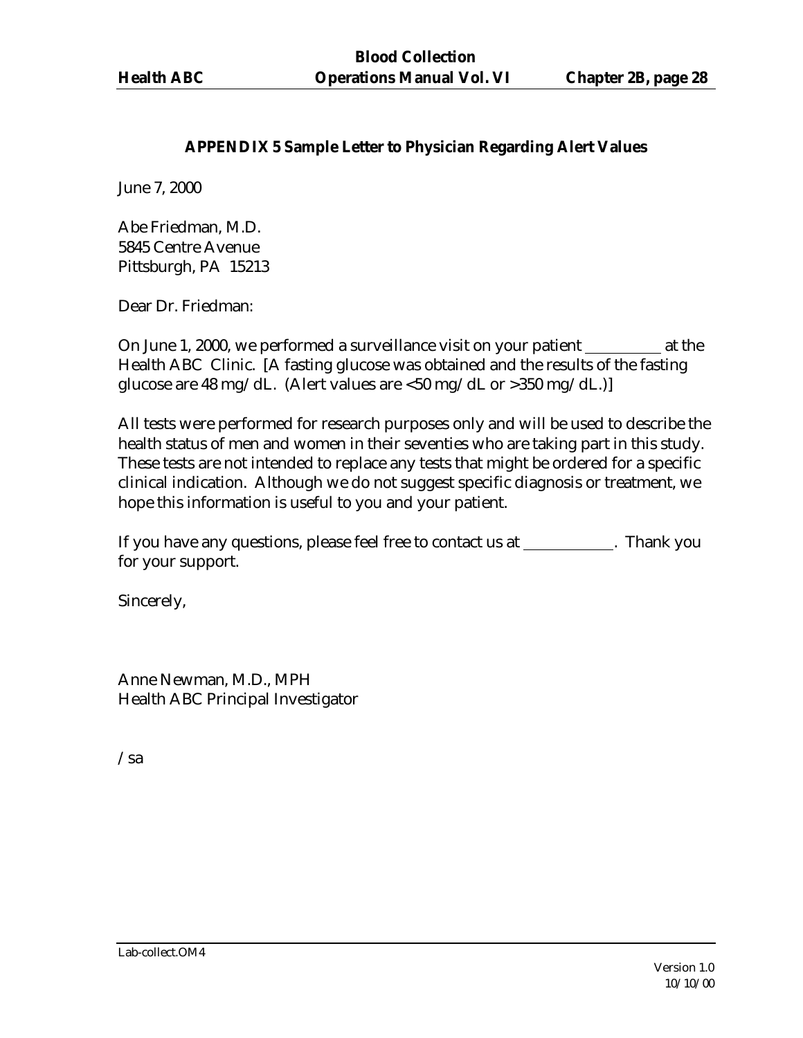## APPENDIX 5 Sample Letter to Physician Regarding Alert Values

June 7, 2000

Abe Friedman, M.D.
5845 Centre Avenue
Pittsburgh, PA 15213

Dear Dr. Friedman:

On June 1, 2000, we performed a surveillance visit on your patient __________ at the Health ABC Clinic. [A fasting glucose was obtained and the results of the fasting glucose are 48 mg/dL. (Alert values are <50 mg/dL or >350 mg/dL.)]

All tests were performed for research purposes only and will be used to describe the health status of men and women in their seventies who are taking part in this study. These tests are not intended to replace any tests that might be ordered for a specific clinical indication. Although we do not suggest specific diagnosis or treatment, we hope this information is useful to you and your patient.

If you have any questions, please feel free to contact us at ____________. Thank you for your support.

Sincerely,

Anne Newman, M.D., MPH
Health ABC Principal Investigator

/sa